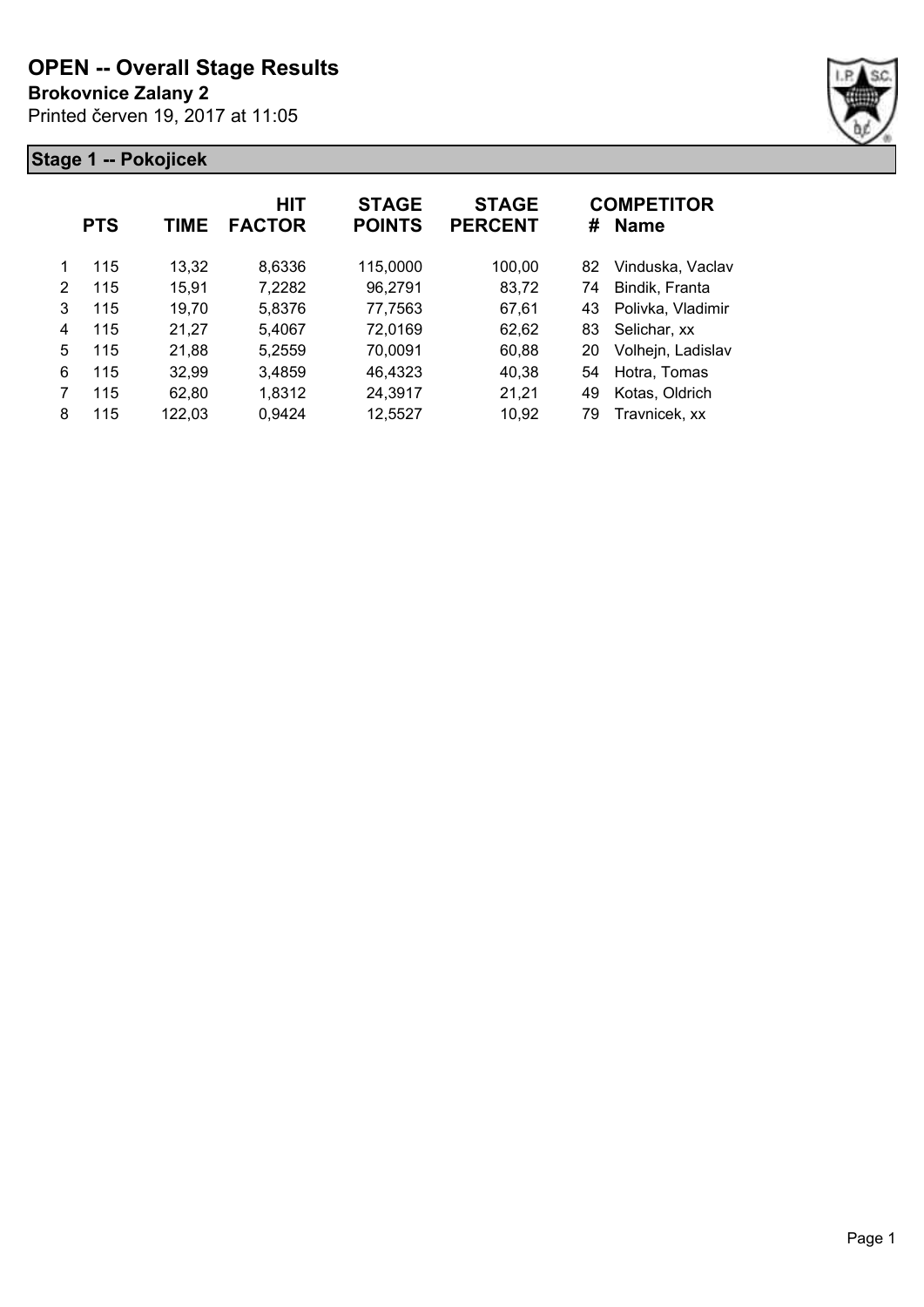# OPEN -- Overall Stage Results

**Brokovnice Zalany 2**

Printed červen 19, 2017 at 11:05

## Stage 1 -- Pokojicek

| | PTS | TIME | HIT FACTOR | STAGE POINTS | STAGE PERCENT | # | COMPETITOR Name |
|---|---|---|---|---|---|---|---|
| 1 | 115 | 13,32 | 8,6336 | 115,0000 | 100,00 | 82 | Vinduska, Vaclav |
| 2 | 115 | 15,91 | 7,2282 | 96,2791 | 83,72 | 74 | Bindik, Franta |
| 3 | 115 | 19,70 | 5,8376 | 77,7563 | 67,61 | 43 | Polivka, Vladimir |
| 4 | 115 | 21,27 | 5,4067 | 72,0169 | 62,62 | 83 | Selichar, xx |
| 5 | 115 | 21,88 | 5,2559 | 70,0091 | 60,88 | 20 | Volhejn, Ladislav |
| 6 | 115 | 32,99 | 3,4859 | 46,4323 | 40,38 | 54 | Hotra, Tomas |
| 7 | 115 | 62,80 | 1,8312 | 24,3917 | 21,21 | 49 | Kotas, Oldrich |
| 8 | 115 | 122,03 | 0,9424 | 12,5527 | 10,92 | 79 | Travnicek, xx |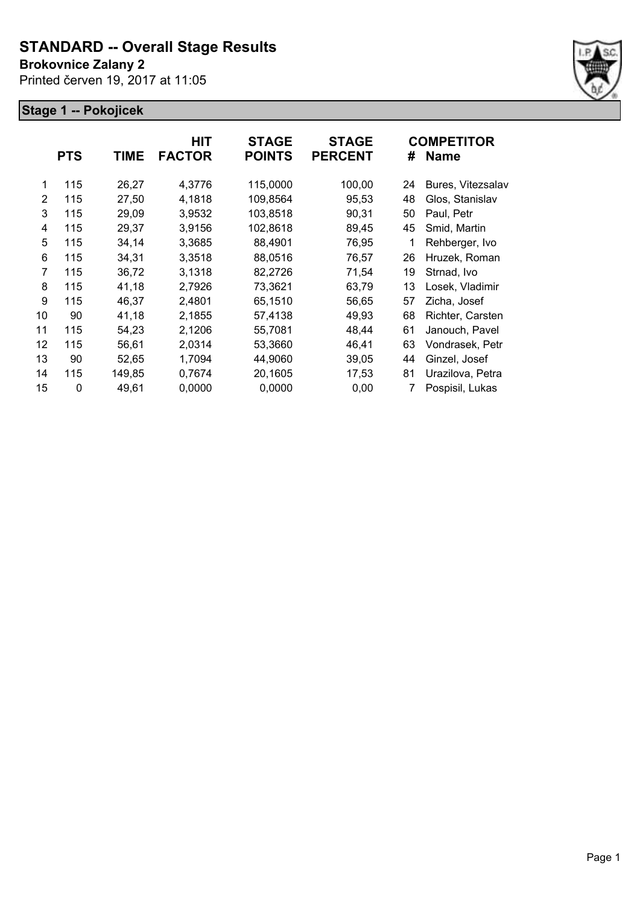# STANDARD -- Overall Stage Results

**Brokovnice Zalany 2**

Printed červen 19, 2017 at 11:05

## Stage 1 -- Pokojicek

| | PTS | TIME | HIT FACTOR | STAGE POINTS | STAGE PERCENT | # | COMPETITOR Name |
|---|---|---|---|---|---|---|---|
| 1 | 115 | 26,27 | 4,3776 | 115,0000 | 100,00 | 24 | Bures, Vitezsalav |
| 2 | 115 | 27,50 | 4,1818 | 109,8564 | 95,53 | 48 | Glos, Stanislav |
| 3 | 115 | 29,09 | 3,9532 | 103,8518 | 90,31 | 50 | Paul, Petr |
| 4 | 115 | 29,37 | 3,9156 | 102,8618 | 89,45 | 45 | Smid, Martin |
| 5 | 115 | 34,14 | 3,3685 | 88,4901 | 76,95 | 1 | Rehberger, Ivo |
| 6 | 115 | 34,31 | 3,3518 | 88,0516 | 76,57 | 26 | Hruzek, Roman |
| 7 | 115 | 36,72 | 3,1318 | 82,2726 | 71,54 | 19 | Strnad, Ivo |
| 8 | 115 | 41,18 | 2,7926 | 73,3621 | 63,79 | 13 | Losek, Vladimir |
| 9 | 115 | 46,37 | 2,4801 | 65,1510 | 56,65 | 57 | Zicha, Josef |
| 10 | 90 | 41,18 | 2,1855 | 57,4138 | 49,93 | 68 | Richter, Carsten |
| 11 | 115 | 54,23 | 2,1206 | 55,7081 | 48,44 | 61 | Janouch, Pavel |
| 12 | 115 | 56,61 | 2,0314 | 53,3660 | 46,41 | 63 | Vondrasek, Petr |
| 13 | 90 | 52,65 | 1,7094 | 44,9060 | 39,05 | 44 | Ginzel, Josef |
| 14 | 115 | 149,85 | 0,7674 | 20,1605 | 17,53 | 81 | Urazilova, Petra |
| 15 | 0 | 49,61 | 0,0000 | 0,0000 | 0,00 | 7 | Pospisil, Lukas |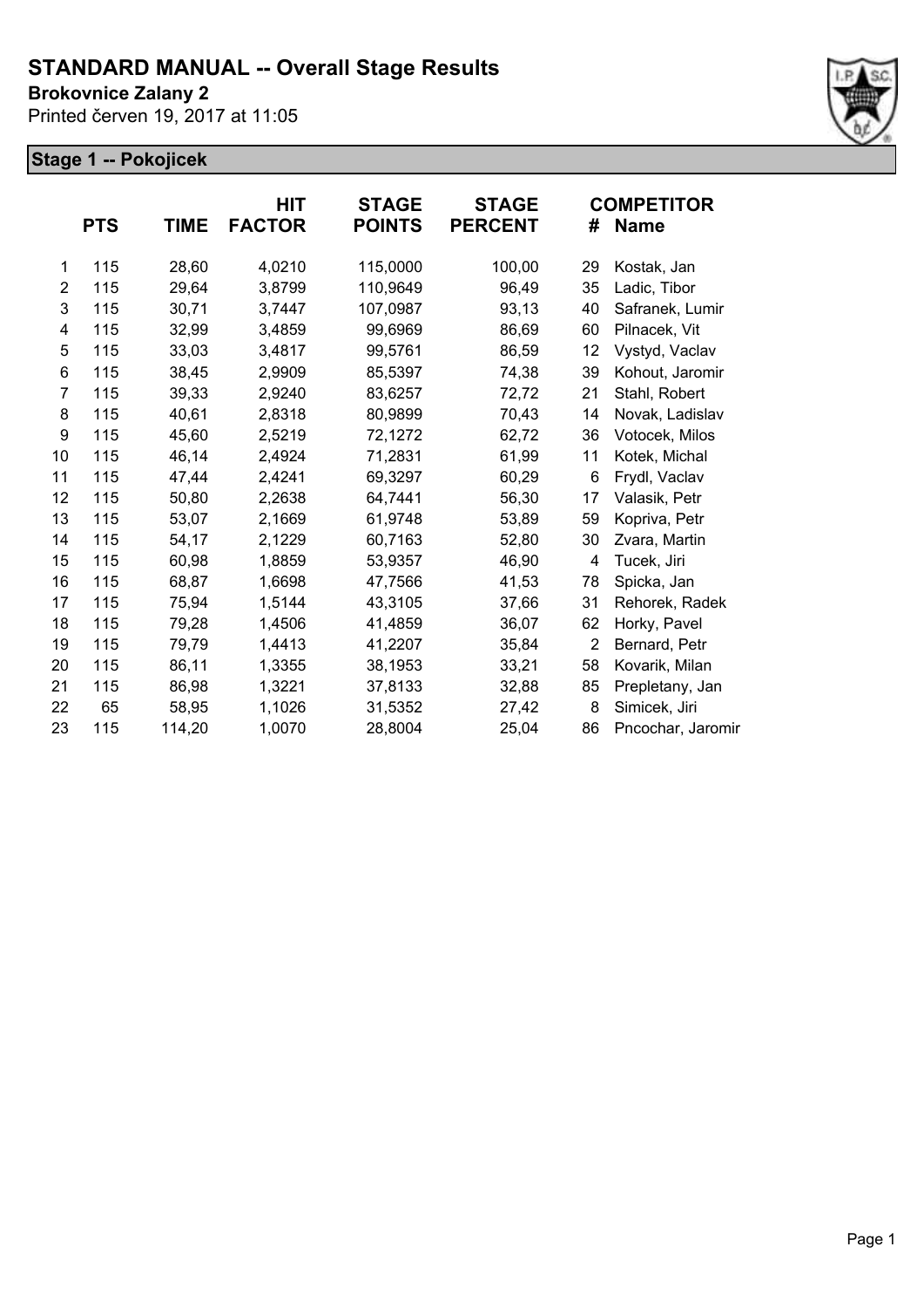# STANDARD MANUAL -- Overall Stage Results

**Brokovnice Zalany 2**

Printed červen 19, 2017 at 11:05

## Stage 1 -- Pokojicek

| | PTS | TIME | HIT FACTOR | STAGE POINTS | STAGE PERCENT | # | COMPETITOR Name |
|---|---|---|---|---|---|---|---|
| 1 | 115 | 28,60 | 4,0210 | 115,0000 | 100,00 | 29 | Kostak, Jan |
| 2 | 115 | 29,64 | 3,8799 | 110,9649 | 96,49 | 35 | Ladic, Tibor |
| 3 | 115 | 30,71 | 3,7447 | 107,0987 | 93,13 | 40 | Safranek, Lumir |
| 4 | 115 | 32,99 | 3,4859 | 99,6969 | 86,69 | 60 | Pilnacek, Vit |
| 5 | 115 | 33,03 | 3,4817 | 99,5761 | 86,59 | 12 | Vystyd, Vaclav |
| 6 | 115 | 38,45 | 2,9909 | 85,5397 | 74,38 | 39 | Kohout, Jaromir |
| 7 | 115 | 39,33 | 2,9240 | 83,6257 | 72,72 | 21 | Stahl, Robert |
| 8 | 115 | 40,61 | 2,8318 | 80,9899 | 70,43 | 14 | Novak, Ladislav |
| 9 | 115 | 45,60 | 2,5219 | 72,1272 | 62,72 | 36 | Votocek, Milos |
| 10 | 115 | 46,14 | 2,4924 | 71,2831 | 61,99 | 11 | Kotek, Michal |
| 11 | 115 | 47,44 | 2,4241 | 69,3297 | 60,29 | 6 | Frydl, Vaclav |
| 12 | 115 | 50,80 | 2,2638 | 64,7441 | 56,30 | 17 | Valasik, Petr |
| 13 | 115 | 53,07 | 2,1669 | 61,9748 | 53,89 | 59 | Kopriva, Petr |
| 14 | 115 | 54,17 | 2,1229 | 60,7163 | 52,80 | 30 | Zvara, Martin |
| 15 | 115 | 60,98 | 1,8859 | 53,9357 | 46,90 | 4 | Tucek, Jiri |
| 16 | 115 | 68,87 | 1,6698 | 47,7566 | 41,53 | 78 | Spicka, Jan |
| 17 | 115 | 75,94 | 1,5144 | 43,3105 | 37,66 | 31 | Rehorek, Radek |
| 18 | 115 | 79,28 | 1,4506 | 41,4859 | 36,07 | 62 | Horky, Pavel |
| 19 | 115 | 79,79 | 1,4413 | 41,2207 | 35,84 | 2 | Bernard, Petr |
| 20 | 115 | 86,11 | 1,3355 | 38,1953 | 33,21 | 58 | Kovarik, Milan |
| 21 | 115 | 86,98 | 1,3221 | 37,8133 | 32,88 | 85 | Prepletany, Jan |
| 22 | 65 | 58,95 | 1,1026 | 31,5352 | 27,42 | 8 | Simicek, Jiri |
| 23 | 115 | 114,20 | 1,0070 | 28,8004 | 25,04 | 86 | Pncochar, Jaromir |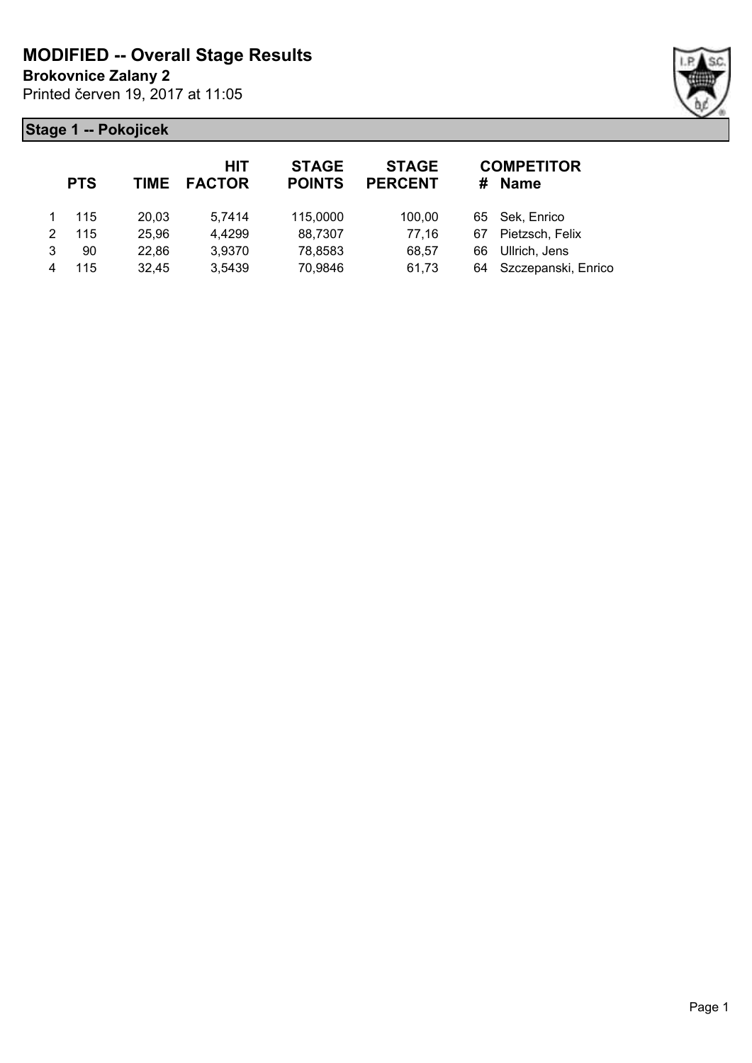# MODIFIED -- Overall Stage Results

**Brokovnice Zalany 2**

Printed červen 19, 2017 at 11:05

## Stage 1 -- Pokojicek

| | PTS | TIME | HIT FACTOR | STAGE POINTS | STAGE PERCENT | # | COMPETITOR Name |
|---|---|---|---|---|---|---|---|
| 1 | 115 | 20,03 | 5,7414 | 115,0000 | 100,00 | 65 | Sek, Enrico |
| 2 | 115 | 25,96 | 4,4299 | 88,7307 | 77,16 | 67 | Pietzsch, Felix |
| 3 | 90 | 22,86 | 3,9370 | 78,8583 | 68,57 | 66 | Ullrich, Jens |
| 4 | 115 | 32,45 | 3,5439 | 70,9846 | 61,73 | 64 | Szczepanski, Enrico |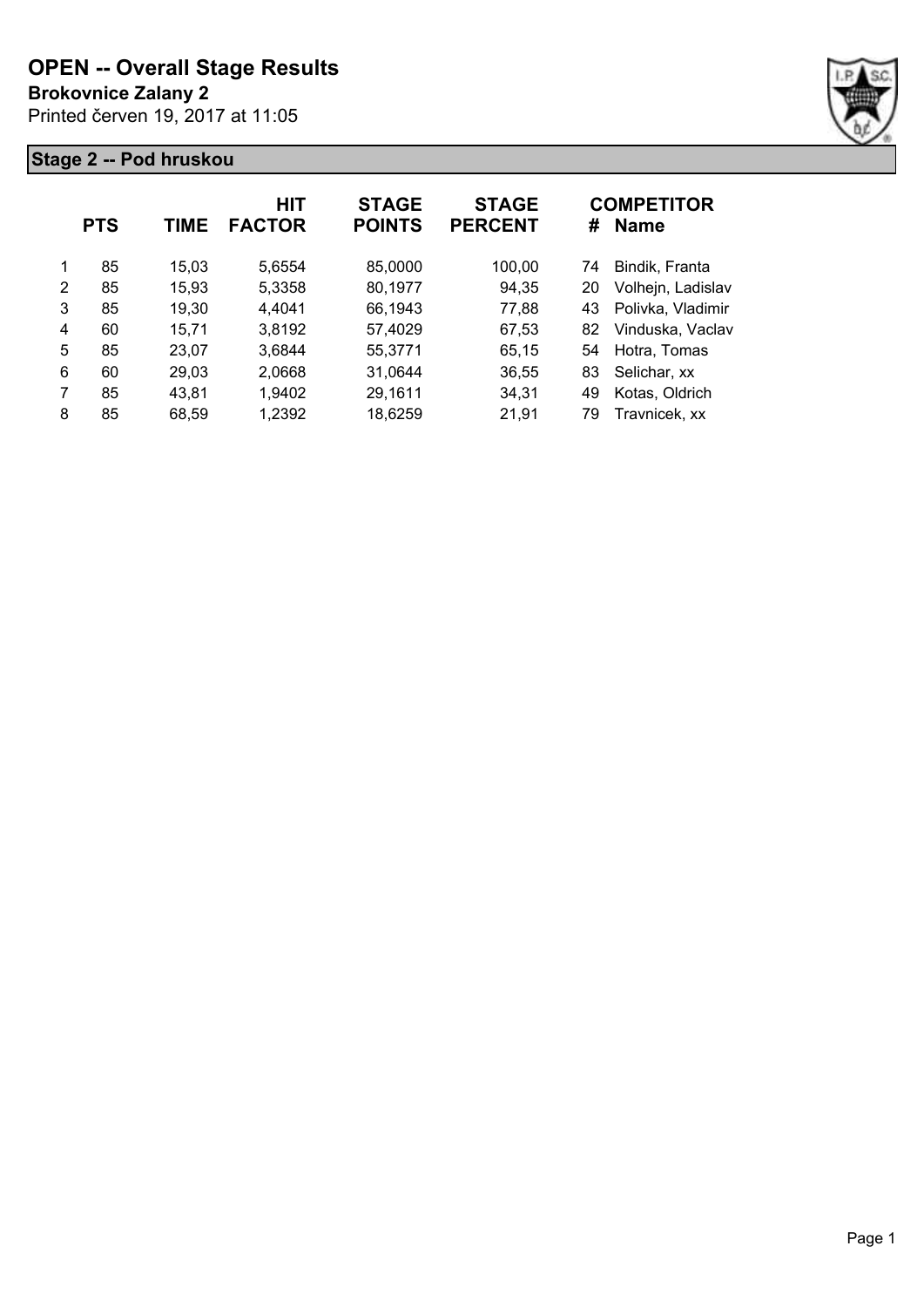# OPEN -- Overall Stage Results

**Brokovnice Zalany 2**

Printed červen 19, 2017 at 11:05

## Stage 2 -- Pod hruskou

| | PTS | TIME | HIT FACTOR | STAGE POINTS | STAGE PERCENT | # | COMPETITOR Name |
|---|---|---|---|---|---|---|---|
| 1 | 85 | 15,03 | 5,6554 | 85,0000 | 100,00 | 74 | Bindik, Franta |
| 2 | 85 | 15,93 | 5,3358 | 80,1977 | 94,35 | 20 | Volhejn, Ladislav |
| 3 | 85 | 19,30 | 4,4041 | 66,1943 | 77,88 | 43 | Polivka, Vladimir |
| 4 | 60 | 15,71 | 3,8192 | 57,4029 | 67,53 | 82 | Vinduska, Vaclav |
| 5 | 85 | 23,07 | 3,6844 | 55,3771 | 65,15 | 54 | Hotra, Tomas |
| 6 | 60 | 29,03 | 2,0668 | 31,0644 | 36,55 | 83 | Selichar, xx |
| 7 | 85 | 43,81 | 1,9402 | 29,1611 | 34,31 | 49 | Kotas, Oldrich |
| 8 | 85 | 68,59 | 1,2392 | 18,6259 | 21,91 | 79 | Travnicek, xx |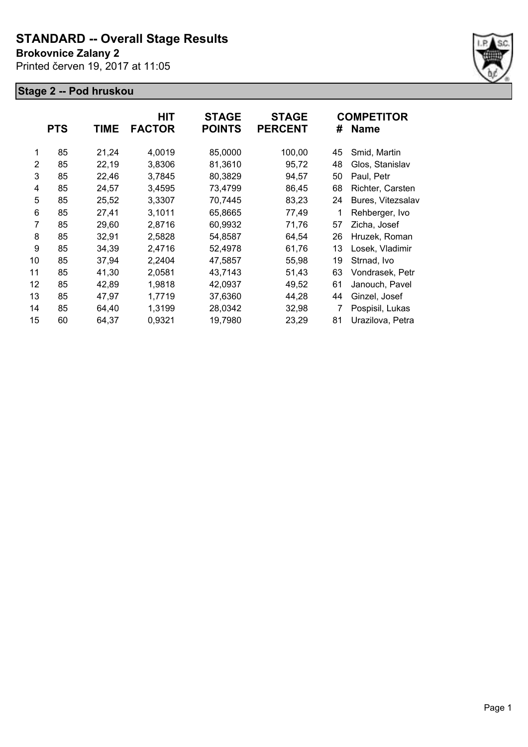# STANDARD -- Overall Stage Results

**Brokovnice Zalany 2**

Printed červen 19, 2017 at 11:05

## Stage 2 -- Pod hruskou

| | PTS | TIME | HIT FACTOR | STAGE POINTS | STAGE PERCENT | # | COMPETITOR Name |
|---|---|---|---|---|---|---|---|
| 1 | 85 | 21,24 | 4,0019 | 85,0000 | 100,00 | 45 | Smid, Martin |
| 2 | 85 | 22,19 | 3,8306 | 81,3610 | 95,72 | 48 | Glos, Stanislav |
| 3 | 85 | 22,46 | 3,7845 | 80,3829 | 94,57 | 50 | Paul, Petr |
| 4 | 85 | 24,57 | 3,4595 | 73,4799 | 86,45 | 68 | Richter, Carsten |
| 5 | 85 | 25,52 | 3,3307 | 70,7445 | 83,23 | 24 | Bures, Vitezsalav |
| 6 | 85 | 27,41 | 3,1011 | 65,8665 | 77,49 | 1 | Rehberger, Ivo |
| 7 | 85 | 29,60 | 2,8716 | 60,9932 | 71,76 | 57 | Zicha, Josef |
| 8 | 85 | 32,91 | 2,5828 | 54,8587 | 64,54 | 26 | Hruzek, Roman |
| 9 | 85 | 34,39 | 2,4716 | 52,4978 | 61,76 | 13 | Losek, Vladimir |
| 10 | 85 | 37,94 | 2,2404 | 47,5857 | 55,98 | 19 | Strnad, Ivo |
| 11 | 85 | 41,30 | 2,0581 | 43,7143 | 51,43 | 63 | Vondrasek, Petr |
| 12 | 85 | 42,89 | 1,9818 | 42,0937 | 49,52 | 61 | Janouch, Pavel |
| 13 | 85 | 47,97 | 1,7719 | 37,6360 | 44,28 | 44 | Ginzel, Josef |
| 14 | 85 | 64,40 | 1,3199 | 28,0342 | 32,98 | 7 | Pospisil, Lukas |
| 15 | 60 | 64,37 | 0,9321 | 19,7980 | 23,29 | 81 | Urazilova, Petra |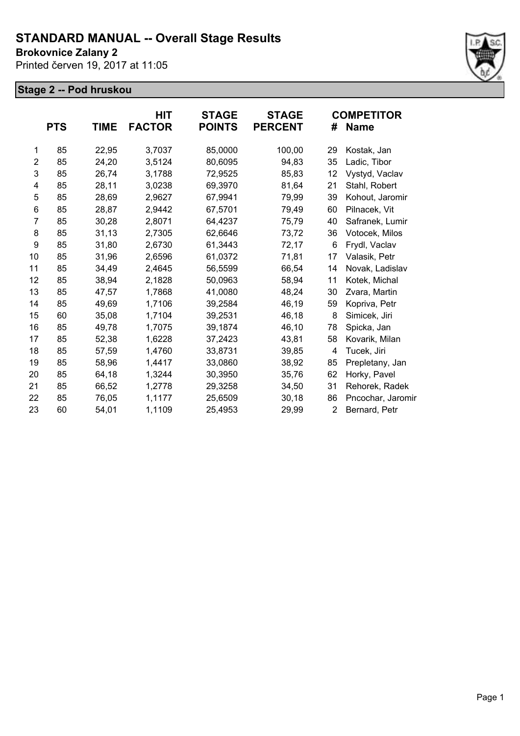# STANDARD MANUAL -- Overall Stage Results

**Brokovnice Zalany 2**

Printed červen 19, 2017 at 11:05

## Stage 2 -- Pod hruskou

| | PTS | TIME | HIT FACTOR | STAGE POINTS | STAGE PERCENT | # | COMPETITOR Name |
|---|---|---|---|---|---|---|---|
| 1 | 85 | 22,95 | 3,7037 | 85,0000 | 100,00 | 29 | Kostak, Jan |
| 2 | 85 | 24,20 | 3,5124 | 80,6095 | 94,83 | 35 | Ladic, Tibor |
| 3 | 85 | 26,74 | 3,1788 | 72,9525 | 85,83 | 12 | Vystyd, Vaclav |
| 4 | 85 | 28,11 | 3,0238 | 69,3970 | 81,64 | 21 | Stahl, Robert |
| 5 | 85 | 28,69 | 2,9627 | 67,9941 | 79,99 | 39 | Kohout, Jaromir |
| 6 | 85 | 28,87 | 2,9442 | 67,5701 | 79,49 | 60 | Pilnacek, Vit |
| 7 | 85 | 30,28 | 2,8071 | 64,4237 | 75,79 | 40 | Safranek, Lumir |
| 8 | 85 | 31,13 | 2,7305 | 62,6646 | 73,72 | 36 | Votocek, Milos |
| 9 | 85 | 31,80 | 2,6730 | 61,3443 | 72,17 | 6 | Frydl, Vaclav |
| 10 | 85 | 31,96 | 2,6596 | 61,0372 | 71,81 | 17 | Valasik, Petr |
| 11 | 85 | 34,49 | 2,4645 | 56,5599 | 66,54 | 14 | Novak, Ladislav |
| 12 | 85 | 38,94 | 2,1828 | 50,0963 | 58,94 | 11 | Kotek, Michal |
| 13 | 85 | 47,57 | 1,7868 | 41,0080 | 48,24 | 30 | Zvara, Martin |
| 14 | 85 | 49,69 | 1,7106 | 39,2584 | 46,19 | 59 | Kopriva, Petr |
| 15 | 60 | 35,08 | 1,7104 | 39,2531 | 46,18 | 8 | Simicek, Jiri |
| 16 | 85 | 49,78 | 1,7075 | 39,1874 | 46,10 | 78 | Spicka, Jan |
| 17 | 85 | 52,38 | 1,6228 | 37,2423 | 43,81 | 58 | Kovarik, Milan |
| 18 | 85 | 57,59 | 1,4760 | 33,8731 | 39,85 | 4 | Tucek, Jiri |
| 19 | 85 | 58,96 | 1,4417 | 33,0860 | 38,92 | 85 | Prepletany, Jan |
| 20 | 85 | 64,18 | 1,3244 | 30,3950 | 35,76 | 62 | Horky, Pavel |
| 21 | 85 | 66,52 | 1,2778 | 29,3258 | 34,50 | 31 | Rehorek, Radek |
| 22 | 85 | 76,05 | 1,1177 | 25,6509 | 30,18 | 86 | Pncochar, Jaromir |
| 23 | 60 | 54,01 | 1,1109 | 25,4953 | 29,99 | 2 | Bernard, Petr |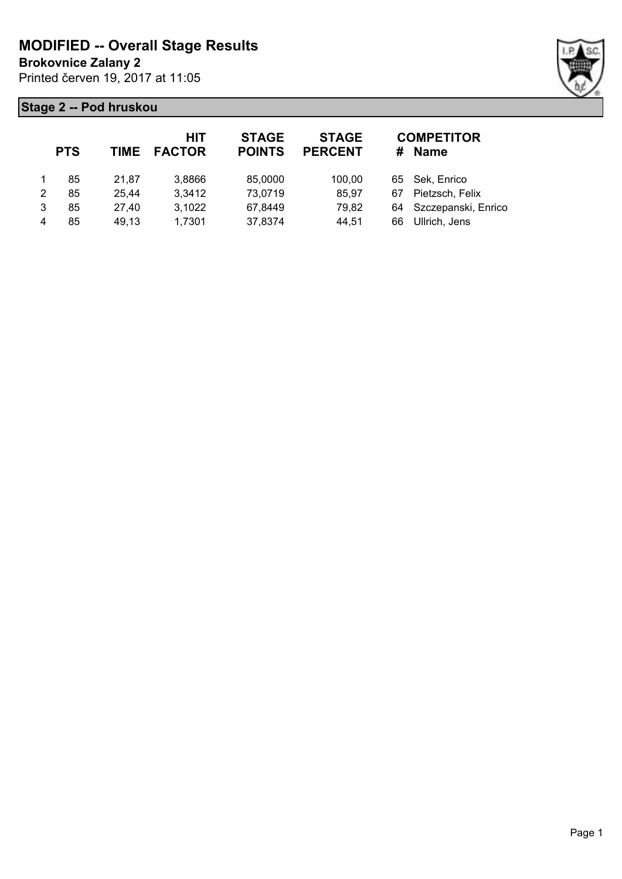# MODIFIED -- Overall Stage Results

**Brokovnice Zalany 2**

Printed červen 19, 2017 at 11:05

## Stage 2 -- Pod hruskou

| | PTS | TIME | HIT FACTOR | STAGE POINTS | STAGE PERCENT | # | COMPETITOR Name |
|---|---|---|---|---|---|---|---|
| 1 | 85 | 21,87 | 3,8866 | 85,0000 | 100,00 | 65 | Sek, Enrico |
| 2 | 85 | 25,44 | 3,3412 | 73,0719 | 85,97 | 67 | Pietzsch, Felix |
| 3 | 85 | 27,40 | 3,1022 | 67,8449 | 79,82 | 64 | Szczepanski, Enrico |
| 4 | 85 | 49,13 | 1,7301 | 37,8374 | 44,51 | 66 | Ullrich, Jens |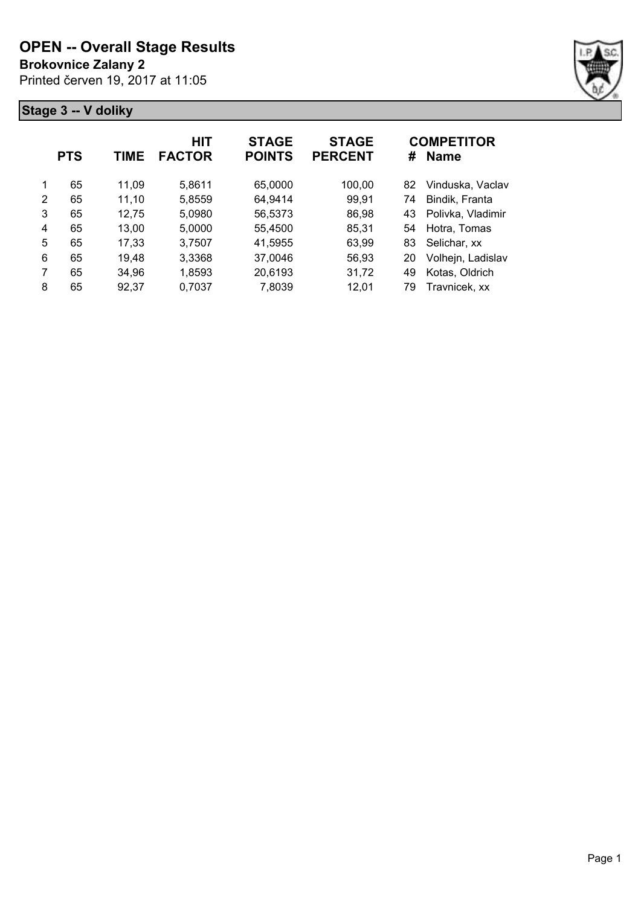# OPEN -- Overall Stage Results

**Brokovnice Zalany 2**

Printed červen 19, 2017 at 11:05

## Stage 3 -- V doliky

| | PTS | TIME | HIT FACTOR | STAGE POINTS | STAGE PERCENT | # | COMPETITOR Name |
|---|---|---|---|---|---|---|---|
| 1 | 65 | 11,09 | 5,8611 | 65,0000 | 100,00 | 82 | Vinduska, Vaclav |
| 2 | 65 | 11,10 | 5,8559 | 64,9414 | 99,91 | 74 | Bindik, Franta |
| 3 | 65 | 12,75 | 5,0980 | 56,5373 | 86,98 | 43 | Polivka, Vladimir |
| 4 | 65 | 13,00 | 5,0000 | 55,4500 | 85,31 | 54 | Hotra, Tomas |
| 5 | 65 | 17,33 | 3,7507 | 41,5955 | 63,99 | 83 | Selichar, xx |
| 6 | 65 | 19,48 | 3,3368 | 37,0046 | 56,93 | 20 | Volhejn, Ladislav |
| 7 | 65 | 34,96 | 1,8593 | 20,6193 | 31,72 | 49 | Kotas, Oldrich |
| 8 | 65 | 92,37 | 0,7037 | 7,8039 | 12,01 | 79 | Travnicek, xx |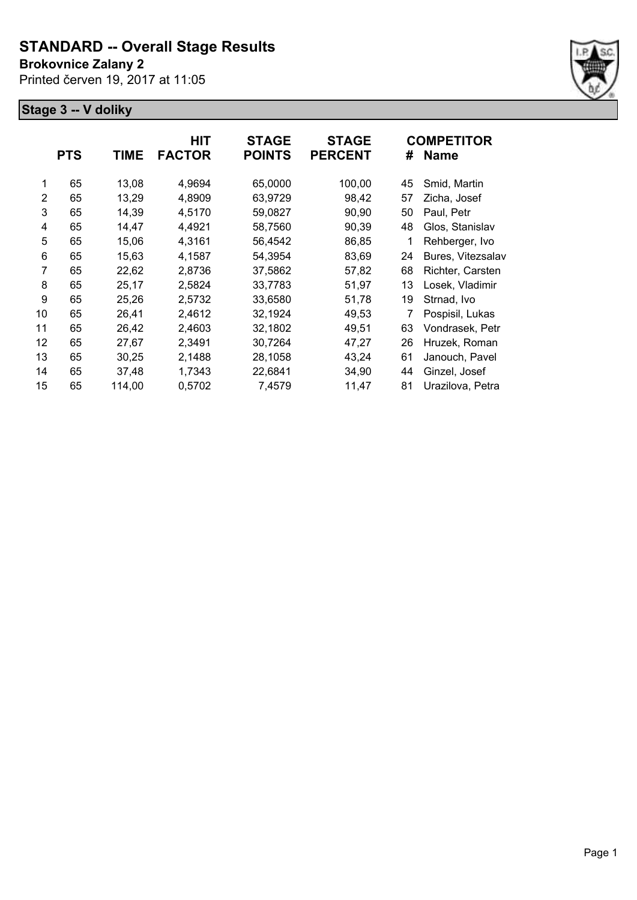# STANDARD -- Overall Stage Results

**Brokovnice Zalany 2**

Printed červen 19, 2017 at 11:05

## Stage 3 -- V doliky

| | PTS | TIME | HIT FACTOR | STAGE POINTS | STAGE PERCENT | # | COMPETITOR Name |
|---|---|---|---|---|---|---|---|
| 1 | 65 | 13,08 | 4,9694 | 65,0000 | 100,00 | 45 | Smid, Martin |
| 2 | 65 | 13,29 | 4,8909 | 63,9729 | 98,42 | 57 | Zicha, Josef |
| 3 | 65 | 14,39 | 4,5170 | 59,0827 | 90,90 | 50 | Paul, Petr |
| 4 | 65 | 14,47 | 4,4921 | 58,7560 | 90,39 | 48 | Glos, Stanislav |
| 5 | 65 | 15,06 | 4,3161 | 56,4542 | 86,85 | 1 | Rehberger, Ivo |
| 6 | 65 | 15,63 | 4,1587 | 54,3954 | 83,69 | 24 | Bures, Vitezsalav |
| 7 | 65 | 22,62 | 2,8736 | 37,5862 | 57,82 | 68 | Richter, Carsten |
| 8 | 65 | 25,17 | 2,5824 | 33,7783 | 51,97 | 13 | Losek, Vladimir |
| 9 | 65 | 25,26 | 2,5732 | 33,6580 | 51,78 | 19 | Strnad, Ivo |
| 10 | 65 | 26,41 | 2,4612 | 32,1924 | 49,53 | 7 | Pospisil, Lukas |
| 11 | 65 | 26,42 | 2,4603 | 32,1802 | 49,51 | 63 | Vondrasek, Petr |
| 12 | 65 | 27,67 | 2,3491 | 30,7264 | 47,27 | 26 | Hruzek, Roman |
| 13 | 65 | 30,25 | 2,1488 | 28,1058 | 43,24 | 61 | Janouch, Pavel |
| 14 | 65 | 37,48 | 1,7343 | 22,6841 | 34,90 | 44 | Ginzel, Josef |
| 15 | 65 | 114,00 | 0,5702 | 7,4579 | 11,47 | 81 | Urazilova, Petra |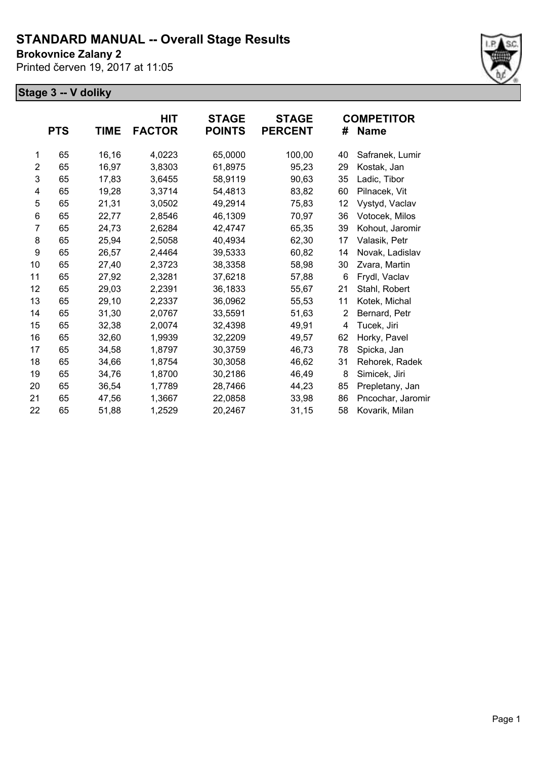# STANDARD MANUAL -- Overall Stage Results

**Brokovnice Zalany 2**

Printed červen 19, 2017 at 11:05

## Stage 3 -- V doliky

| | PTS | TIME | HIT FACTOR | STAGE POINTS | STAGE PERCENT | # | COMPETITOR Name |
|---|---|---|---|---|---|---|---|
| 1 | 65 | 16,16 | 4,0223 | 65,0000 | 100,00 | 40 | Safranek, Lumir |
| 2 | 65 | 16,97 | 3,8303 | 61,8975 | 95,23 | 29 | Kostak, Jan |
| 3 | 65 | 17,83 | 3,6455 | 58,9119 | 90,63 | 35 | Ladic, Tibor |
| 4 | 65 | 19,28 | 3,3714 | 54,4813 | 83,82 | 60 | Pilnacek, Vit |
| 5 | 65 | 21,31 | 3,0502 | 49,2914 | 75,83 | 12 | Vystyd, Vaclav |
| 6 | 65 | 22,77 | 2,8546 | 46,1309 | 70,97 | 36 | Votocek, Milos |
| 7 | 65 | 24,73 | 2,6284 | 42,4747 | 65,35 | 39 | Kohout, Jaromir |
| 8 | 65 | 25,94 | 2,5058 | 40,4934 | 62,30 | 17 | Valasik, Petr |
| 9 | 65 | 26,57 | 2,4464 | 39,5333 | 60,82 | 14 | Novak, Ladislav |
| 10 | 65 | 27,40 | 2,3723 | 38,3358 | 58,98 | 30 | Zvara, Martin |
| 11 | 65 | 27,92 | 2,3281 | 37,6218 | 57,88 | 6 | Frydl, Vaclav |
| 12 | 65 | 29,03 | 2,2391 | 36,1833 | 55,67 | 21 | Stahl, Robert |
| 13 | 65 | 29,10 | 2,2337 | 36,0962 | 55,53 | 11 | Kotek, Michal |
| 14 | 65 | 31,30 | 2,0767 | 33,5591 | 51,63 | 2 | Bernard, Petr |
| 15 | 65 | 32,38 | 2,0074 | 32,4398 | 49,91 | 4 | Tucek, Jiri |
| 16 | 65 | 32,60 | 1,9939 | 32,2209 | 49,57 | 62 | Horky, Pavel |
| 17 | 65 | 34,58 | 1,8797 | 30,3759 | 46,73 | 78 | Spicka, Jan |
| 18 | 65 | 34,66 | 1,8754 | 30,3058 | 46,62 | 31 | Rehorek, Radek |
| 19 | 65 | 34,76 | 1,8700 | 30,2186 | 46,49 | 8 | Simicek, Jiri |
| 20 | 65 | 36,54 | 1,7789 | 28,7466 | 44,23 | 85 | Prepletany, Jan |
| 21 | 65 | 47,56 | 1,3667 | 22,0858 | 33,98 | 86 | Pncochar, Jaromir |
| 22 | 65 | 51,88 | 1,2529 | 20,2467 | 31,15 | 58 | Kovarik, Milan |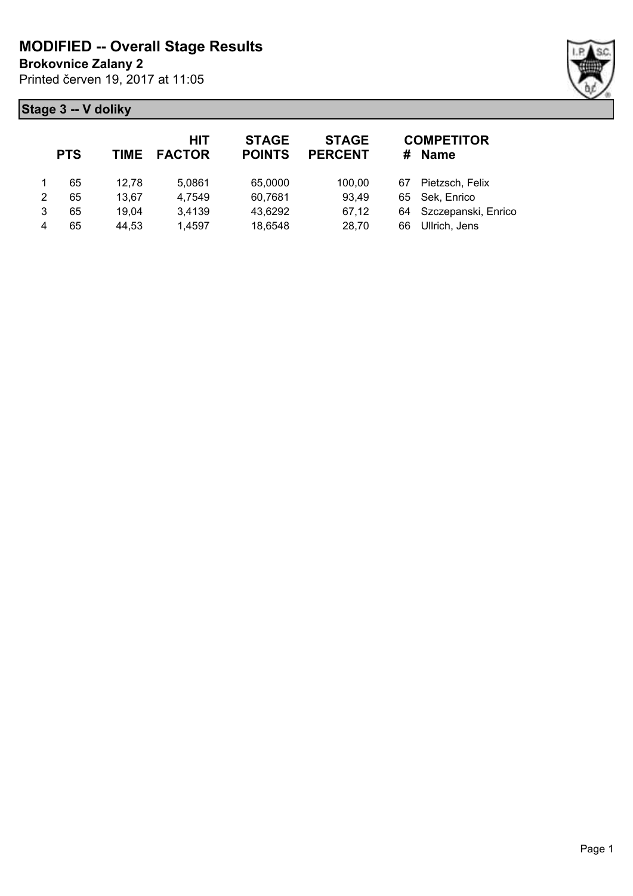# MODIFIED -- Overall Stage Results

**Brokovnice Zalany 2**

Printed červen 19, 2017 at 11:05

## Stage 3 -- V doliky

| | PTS | TIME | HIT FACTOR | STAGE POINTS | STAGE PERCENT | # | COMPETITOR Name |
|---|---|---|---|---|---|---|---|
| 1 | 65 | 12,78 | 5,0861 | 65,0000 | 100,00 | 67 | Pietzsch, Felix |
| 2 | 65 | 13,67 | 4,7549 | 60,7681 | 93,49 | 65 | Sek, Enrico |
| 3 | 65 | 19,04 | 3,4139 | 43,6292 | 67,12 | 64 | Szczepanski, Enrico |
| 4 | 65 | 44,53 | 1,4597 | 18,6548 | 28,70 | 66 | Ullrich, Jens |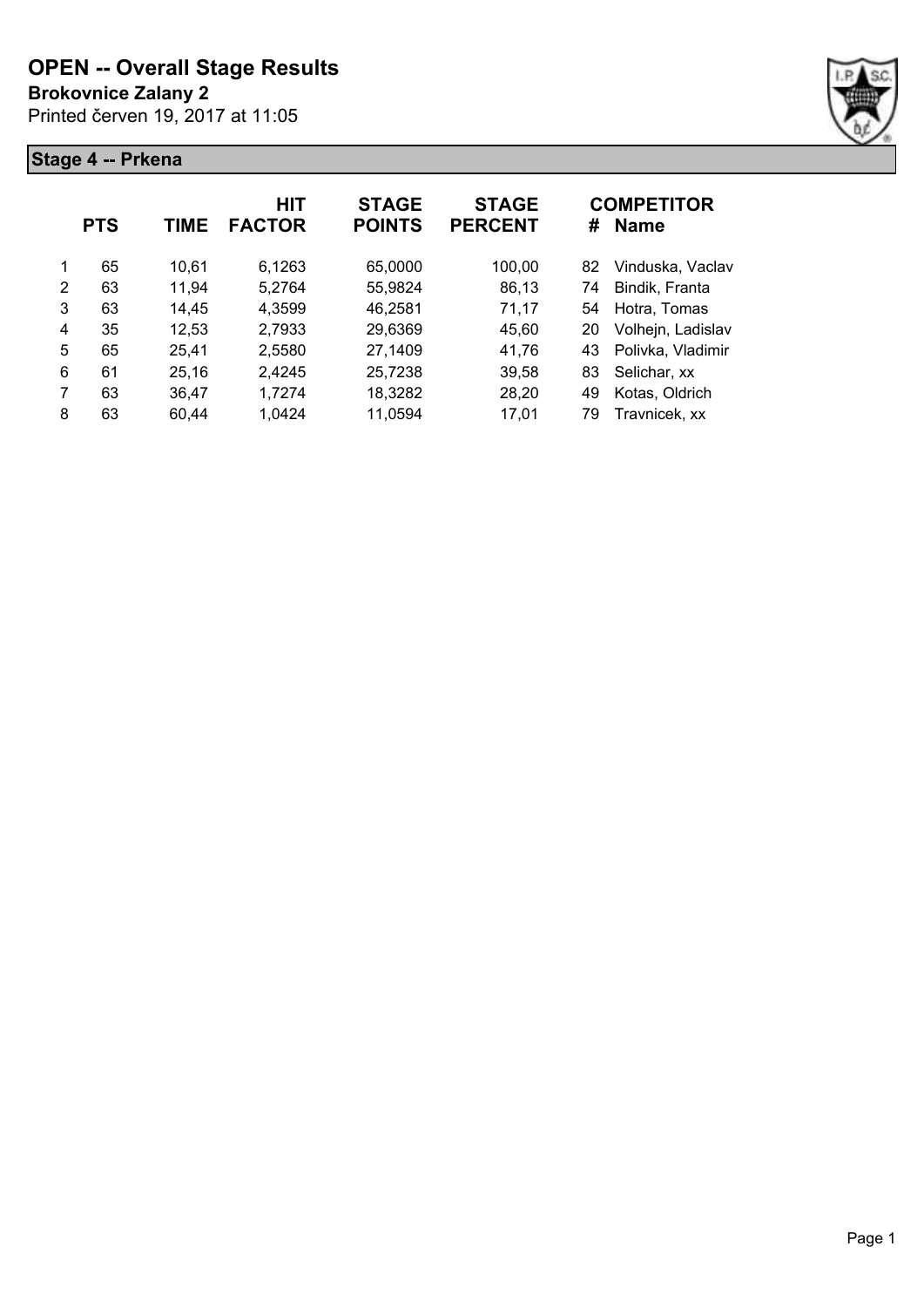# OPEN -- Overall Stage Results

**Brokovnice Zalany 2**

Printed červen 19, 2017 at 11:05

## Stage 4 -- Prkena

| | PTS | TIME | HIT FACTOR | STAGE POINTS | STAGE PERCENT | # | COMPETITOR Name |
|---|---|---|---|---|---|---|---|
| 1 | 65 | 10,61 | 6,1263 | 65,0000 | 100,00 | 82 | Vinduska, Vaclav |
| 2 | 63 | 11,94 | 5,2764 | 55,9824 | 86,13 | 74 | Bindik, Franta |
| 3 | 63 | 14,45 | 4,3599 | 46,2581 | 71,17 | 54 | Hotra, Tomas |
| 4 | 35 | 12,53 | 2,7933 | 29,6369 | 45,60 | 20 | Volhejn, Ladislav |
| 5 | 65 | 25,41 | 2,5580 | 27,1409 | 41,76 | 43 | Polivka, Vladimir |
| 6 | 61 | 25,16 | 2,4245 | 25,7238 | 39,58 | 83 | Selichar, xx |
| 7 | 63 | 36,47 | 1,7274 | 18,3282 | 28,20 | 49 | Kotas, Oldrich |
| 8 | 63 | 60,44 | 1,0424 | 11,0594 | 17,01 | 79 | Travnicek, xx |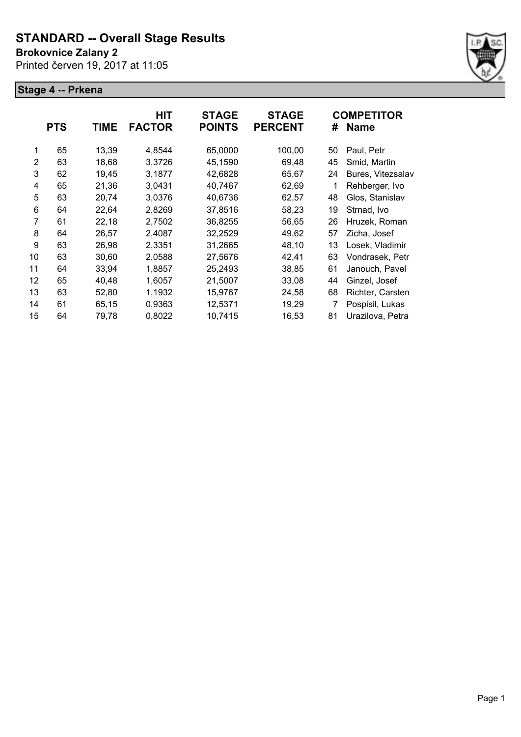# STANDARD -- Overall Stage Results

**Brokovnice Zalany 2**

Printed červen 19, 2017 at 11:05

## Stage 4 -- Prkena

| | PTS | TIME | HIT FACTOR | STAGE POINTS | STAGE PERCENT | # | COMPETITOR Name |
|---|---|---|---|---|---|---|---|
| 1 | 65 | 13,39 | 4,8544 | 65,0000 | 100,00 | 50 | Paul, Petr |
| 2 | 63 | 18,68 | 3,3726 | 45,1590 | 69,48 | 45 | Smid, Martin |
| 3 | 62 | 19,45 | 3,1877 | 42,6828 | 65,67 | 24 | Bures, Vitezsalav |
| 4 | 65 | 21,36 | 3,0431 | 40,7467 | 62,69 | 1 | Rehberger, Ivo |
| 5 | 63 | 20,74 | 3,0376 | 40,6736 | 62,57 | 48 | Glos, Stanislav |
| 6 | 64 | 22,64 | 2,8269 | 37,8516 | 58,23 | 19 | Strnad, Ivo |
| 7 | 61 | 22,18 | 2,7502 | 36,8255 | 56,65 | 26 | Hruzek, Roman |
| 8 | 64 | 26,57 | 2,4087 | 32,2529 | 49,62 | 57 | Zicha, Josef |
| 9 | 63 | 26,98 | 2,3351 | 31,2665 | 48,10 | 13 | Losek, Vladimir |
| 10 | 63 | 30,60 | 2,0588 | 27,5676 | 42,41 | 63 | Vondrasek, Petr |
| 11 | 64 | 33,94 | 1,8857 | 25,2493 | 38,85 | 61 | Janouch, Pavel |
| 12 | 65 | 40,48 | 1,6057 | 21,5007 | 33,08 | 44 | Ginzel, Josef |
| 13 | 63 | 52,80 | 1,1932 | 15,9767 | 24,58 | 68 | Richter, Carsten |
| 14 | 61 | 65,15 | 0,9363 | 12,5371 | 19,29 | 7 | Pospisil, Lukas |
| 15 | 64 | 79,78 | 0,8022 | 10,7415 | 16,53 | 81 | Urazilova, Petra |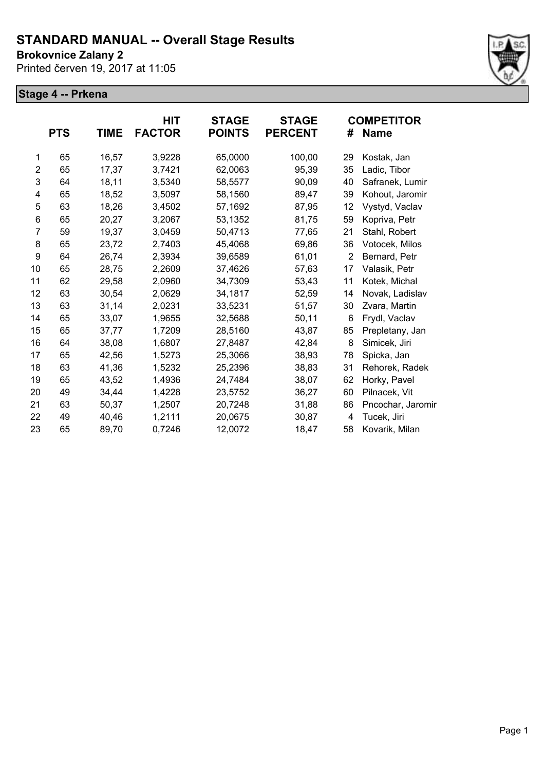# STANDARD MANUAL -- Overall Stage Results

**Brokovnice Zalany 2**

Printed červen 19, 2017 at 11:05

**Stage 4 -- Prkena**

| | PTS | TIME | HIT FACTOR | STAGE POINTS | STAGE PERCENT | # | COMPETITOR Name |
|---|---|---|---|---|---|---|---|
| 1 | 65 | 16,57 | 3,9228 | 65,0000 | 100,00 | 29 | Kostak, Jan |
| 2 | 65 | 17,37 | 3,7421 | 62,0063 | 95,39 | 35 | Ladic, Tibor |
| 3 | 64 | 18,11 | 3,5340 | 58,5577 | 90,09 | 40 | Safranek, Lumir |
| 4 | 65 | 18,52 | 3,5097 | 58,1560 | 89,47 | 39 | Kohout, Jaromir |
| 5 | 63 | 18,26 | 3,4502 | 57,1692 | 87,95 | 12 | Vystyd, Vaclav |
| 6 | 65 | 20,27 | 3,2067 | 53,1352 | 81,75 | 59 | Kopriva, Petr |
| 7 | 59 | 19,37 | 3,0459 | 50,4713 | 77,65 | 21 | Stahl, Robert |
| 8 | 65 | 23,72 | 2,7403 | 45,4068 | 69,86 | 36 | Votocek, Milos |
| 9 | 64 | 26,74 | 2,3934 | 39,6589 | 61,01 | 2 | Bernard, Petr |
| 10 | 65 | 28,75 | 2,2609 | 37,4626 | 57,63 | 17 | Valasik, Petr |
| 11 | 62 | 29,58 | 2,0960 | 34,7309 | 53,43 | 11 | Kotek, Michal |
| 12 | 63 | 30,54 | 2,0629 | 34,1817 | 52,59 | 14 | Novak, Ladislav |
| 13 | 63 | 31,14 | 2,0231 | 33,5231 | 51,57 | 30 | Zvara, Martin |
| 14 | 65 | 33,07 | 1,9655 | 32,5688 | 50,11 | 6 | Frydl, Vaclav |
| 15 | 65 | 37,77 | 1,7209 | 28,5160 | 43,87 | 85 | Prepletany, Jan |
| 16 | 64 | 38,08 | 1,6807 | 27,8487 | 42,84 | 8 | Simicek, Jiri |
| 17 | 65 | 42,56 | 1,5273 | 25,3066 | 38,93 | 78 | Spicka, Jan |
| 18 | 63 | 41,36 | 1,5232 | 25,2396 | 38,83 | 31 | Rehorek, Radek |
| 19 | 65 | 43,52 | 1,4936 | 24,7484 | 38,07 | 62 | Horky, Pavel |
| 20 | 49 | 34,44 | 1,4228 | 23,5752 | 36,27 | 60 | Pilnacek, Vit |
| 21 | 63 | 50,37 | 1,2507 | 20,7248 | 31,88 | 86 | Pncochar, Jaromir |
| 22 | 49 | 40,46 | 1,2111 | 20,0675 | 30,87 | 4 | Tucek, Jiri |
| 23 | 65 | 89,70 | 0,7246 | 12,0072 | 18,47 | 58 | Kovarik, Milan |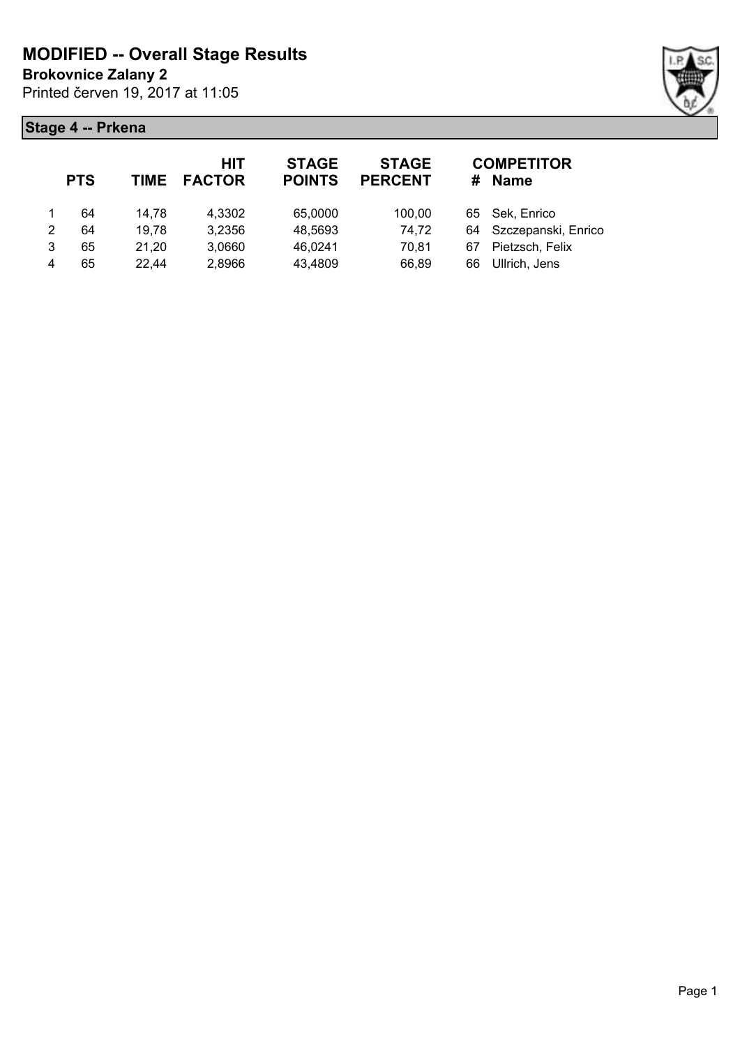# MODIFIED -- Overall Stage Results

**Brokovnice Zalany 2**

Printed červen 19, 2017 at 11:05

## Stage 4 -- Prkena

| | PTS | TIME | HIT FACTOR | STAGE POINTS | STAGE PERCENT | # | COMPETITOR Name |
|---|---|---|---|---|---|---|---|
| 1 | 64 | 14,78 | 4,3302 | 65,0000 | 100,00 | 65 | Sek, Enrico |
| 2 | 64 | 19,78 | 3,2356 | 48,5693 | 74,72 | 64 | Szczepanski, Enrico |
| 3 | 65 | 21,20 | 3,0660 | 46,0241 | 70,81 | 67 | Pietzsch, Felix |
| 4 | 65 | 22,44 | 2,8966 | 43,4809 | 66,89 | 66 | Ullrich, Jens |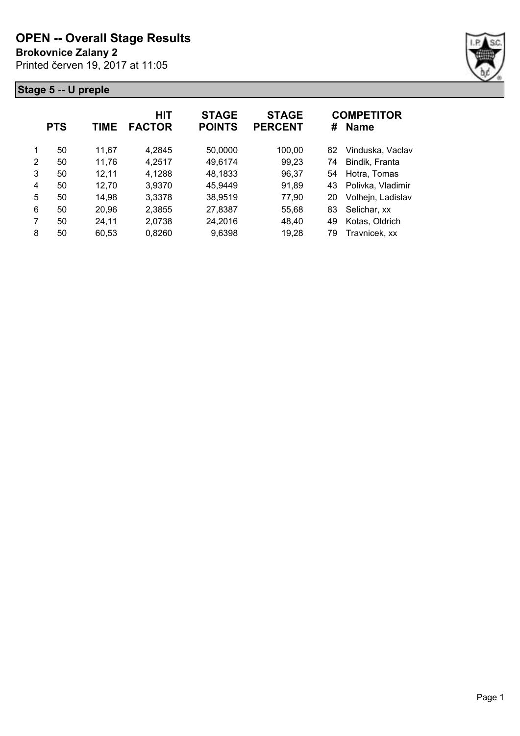# OPEN -- Overall Stage Results

**Brokovnice Zalany 2**

Printed červen 19, 2017 at 11:05

## Stage 5 -- U preple

| | PTS | TIME | HIT FACTOR | STAGE POINTS | STAGE PERCENT | # | COMPETITOR Name |
|---|---|---|---|---|---|---|---|
| 1 | 50 | 11,67 | 4,2845 | 50,0000 | 100,00 | 82 | Vinduska, Vaclav |
| 2 | 50 | 11,76 | 4,2517 | 49,6174 | 99,23 | 74 | Bindik, Franta |
| 3 | 50 | 12,11 | 4,1288 | 48,1833 | 96,37 | 54 | Hotra, Tomas |
| 4 | 50 | 12,70 | 3,9370 | 45,9449 | 91,89 | 43 | Polivka, Vladimir |
| 5 | 50 | 14,98 | 3,3378 | 38,9519 | 77,90 | 20 | Volhejn, Ladislav |
| 6 | 50 | 20,96 | 2,3855 | 27,8387 | 55,68 | 83 | Selichar, xx |
| 7 | 50 | 24,11 | 2,0738 | 24,2016 | 48,40 | 49 | Kotas, Oldrich |
| 8 | 50 | 60,53 | 0,8260 | 9,6398 | 19,28 | 79 | Travnicek, xx |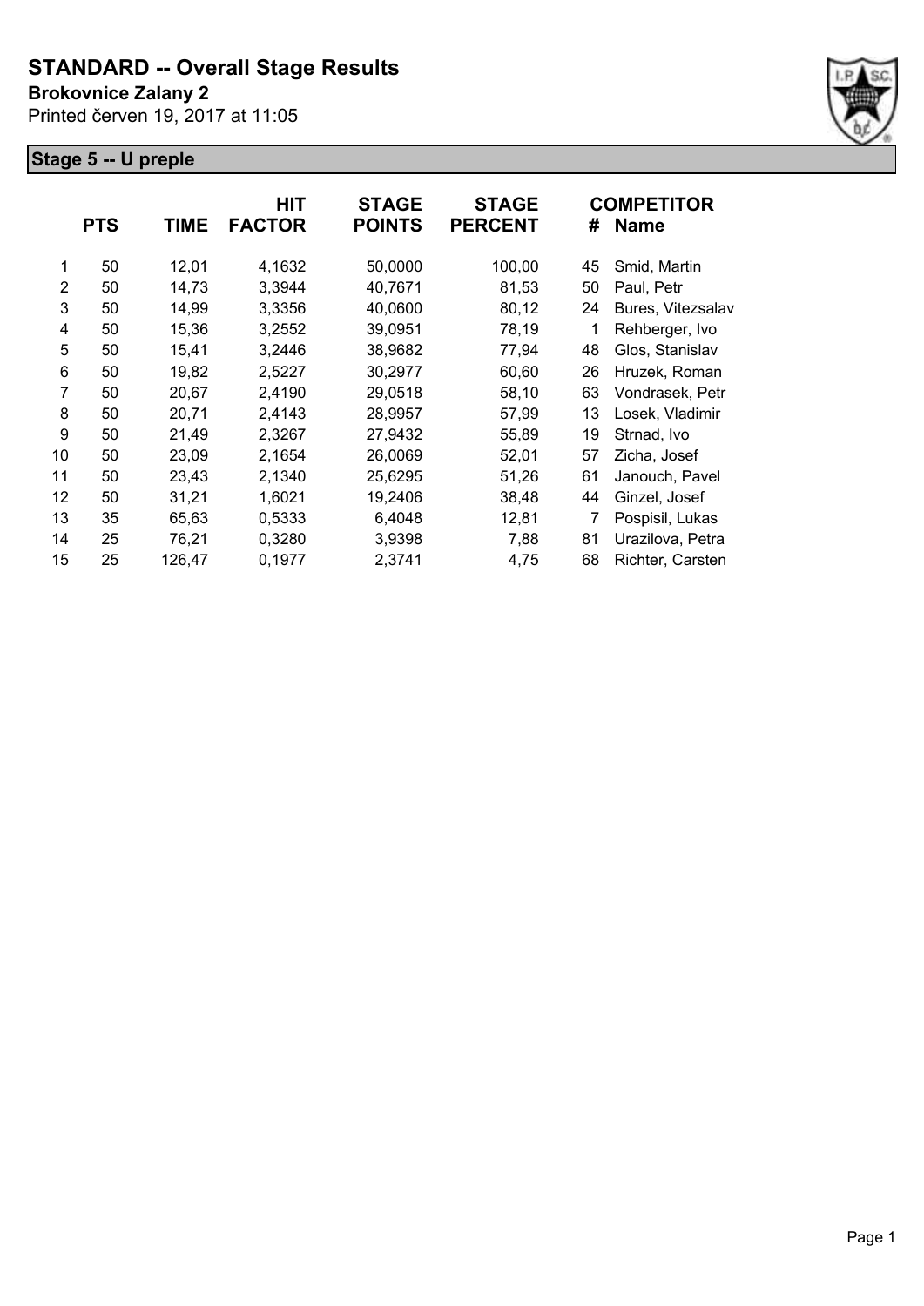# STANDARD -- Overall Stage Results

**Brokovnice Zalany 2**

Printed červen 19, 2017 at 11:05

## Stage 5 -- U preple

| | PTS | TIME | HIT FACTOR | STAGE POINTS | STAGE PERCENT | # | COMPETITOR Name |
|---|---|---|---|---|---|---|---|
| 1 | 50 | 12,01 | 4,1632 | 50,0000 | 100,00 | 45 | Smid, Martin |
| 2 | 50 | 14,73 | 3,3944 | 40,7671 | 81,53 | 50 | Paul, Petr |
| 3 | 50 | 14,99 | 3,3356 | 40,0600 | 80,12 | 24 | Bures, Vitezslav |
| 4 | 50 | 15,36 | 3,2552 | 39,0951 | 78,19 | 1 | Rehberger, Ivo |
| 5 | 50 | 15,41 | 3,2446 | 38,9682 | 77,94 | 48 | Glos, Stanislav |
| 6 | 50 | 19,82 | 2,5227 | 30,2977 | 60,60 | 26 | Hruzek, Roman |
| 7 | 50 | 20,67 | 2,4190 | 29,0518 | 58,10 | 63 | Vondrasek, Petr |
| 8 | 50 | 20,71 | 2,4143 | 28,9957 | 57,99 | 13 | Losek, Vladimir |
| 9 | 50 | 21,49 | 2,3267 | 27,9432 | 55,89 | 19 | Strnad, Ivo |
| 10 | 50 | 23,09 | 2,1654 | 26,0069 | 52,01 | 57 | Zicha, Josef |
| 11 | 50 | 23,43 | 2,1340 | 25,6295 | 51,26 | 61 | Janouch, Pavel |
| 12 | 50 | 31,21 | 1,6021 | 19,2406 | 38,48 | 44 | Ginzel, Josef |
| 13 | 35 | 65,63 | 0,5333 | 6,4048 | 12,81 | 7 | Pospisil, Lukas |
| 14 | 25 | 76,21 | 0,3280 | 3,9398 | 7,88 | 81 | Urazilova, Petra |
| 15 | 25 | 126,47 | 0,1977 | 2,3741 | 4,75 | 68 | Richter, Carsten |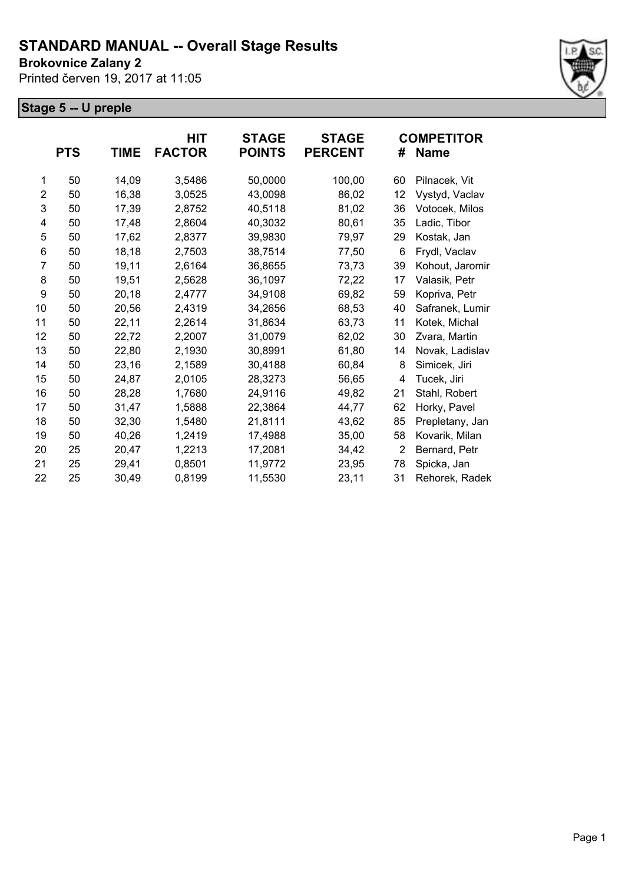# STANDARD MANUAL -- Overall Stage Results

**Brokovnice Zalany 2**

Printed červen 19, 2017 at 11:05

## Stage 5 -- U preple

| | PTS | TIME | HIT FACTOR | STAGE POINTS | STAGE PERCENT | # | COMPETITOR Name |
|---|---|---|---|---|---|---|---|
| 1 | 50 | 14,09 | 3,5486 | 50,0000 | 100,00 | 60 | Pilnacek, Vit |
| 2 | 50 | 16,38 | 3,0525 | 43,0098 | 86,02 | 12 | Vystyd, Vaclav |
| 3 | 50 | 17,39 | 2,8752 | 40,5118 | 81,02 | 36 | Votocek, Milos |
| 4 | 50 | 17,48 | 2,8604 | 40,3032 | 80,61 | 35 | Ladic, Tibor |
| 5 | 50 | 17,62 | 2,8377 | 39,9830 | 79,97 | 29 | Kostak, Jan |
| 6 | 50 | 18,18 | 2,7503 | 38,7514 | 77,50 | 6 | Frydl, Vaclav |
| 7 | 50 | 19,11 | 2,6164 | 36,8655 | 73,73 | 39 | Kohout, Jaromir |
| 8 | 50 | 19,51 | 2,5628 | 36,1097 | 72,22 | 17 | Valasik, Petr |
| 9 | 50 | 20,18 | 2,4777 | 34,9108 | 69,82 | 59 | Kopriva, Petr |
| 10 | 50 | 20,56 | 2,4319 | 34,2656 | 68,53 | 40 | Safranek, Lumir |
| 11 | 50 | 22,11 | 2,2614 | 31,8634 | 63,73 | 11 | Kotek, Michal |
| 12 | 50 | 22,72 | 2,2007 | 31,0079 | 62,02 | 30 | Zvara, Martin |
| 13 | 50 | 22,80 | 2,1930 | 30,8991 | 61,80 | 14 | Novak, Ladislav |
| 14 | 50 | 23,16 | 2,1589 | 30,4188 | 60,84 | 8 | Simicek, Jiri |
| 15 | 50 | 24,87 | 2,0105 | 28,3273 | 56,65 | 4 | Tucek, Jiri |
| 16 | 50 | 28,28 | 1,7680 | 24,9116 | 49,82 | 21 | Stahl, Robert |
| 17 | 50 | 31,47 | 1,5888 | 22,3864 | 44,77 | 62 | Horky, Pavel |
| 18 | 50 | 32,30 | 1,5480 | 21,8111 | 43,62 | 85 | Prepletany, Jan |
| 19 | 50 | 40,26 | 1,2419 | 17,4988 | 35,00 | 58 | Kovarik, Milan |
| 20 | 25 | 20,47 | 1,2213 | 17,2081 | 34,42 | 2 | Bernard, Petr |
| 21 | 25 | 29,41 | 0,8501 | 11,9772 | 23,95 | 78 | Spicka, Jan |
| 22 | 25 | 30,49 | 0,8199 | 11,5530 | 23,11 | 31 | Rehorek, Radek |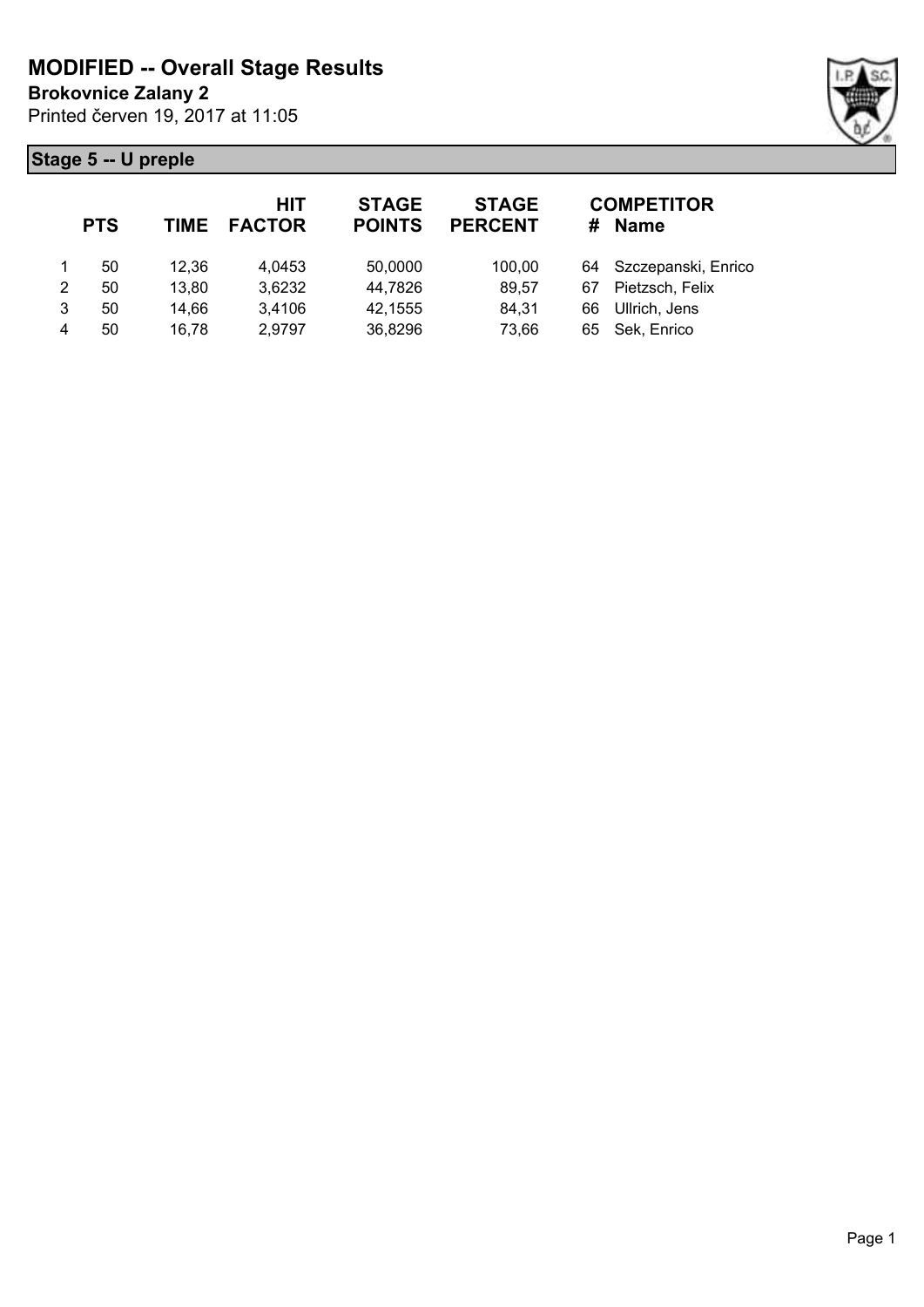# MODIFIED -- Overall Stage Results

**Brokovnice Zalany 2**

Printed červen 19, 2017 at 11:05

## Stage 5 -- U preple

| | PTS | TIME | HIT FACTOR | STAGE POINTS | STAGE PERCENT | # | COMPETITOR Name |
|---|---|---|---|---|---|---|---|
| 1 | 50 | 12,36 | 4,0453 | 50,0000 | 100,00 | 64 | Szczepanski, Enrico |
| 2 | 50 | 13,80 | 3,6232 | 44,7826 | 89,57 | 67 | Pietzsch, Felix |
| 3 | 50 | 14,66 | 3,4106 | 42,1555 | 84,31 | 66 | Ullrich, Jens |
| 4 | 50 | 16,78 | 2,9797 | 36,8296 | 73,66 | 65 | Sek, Enrico |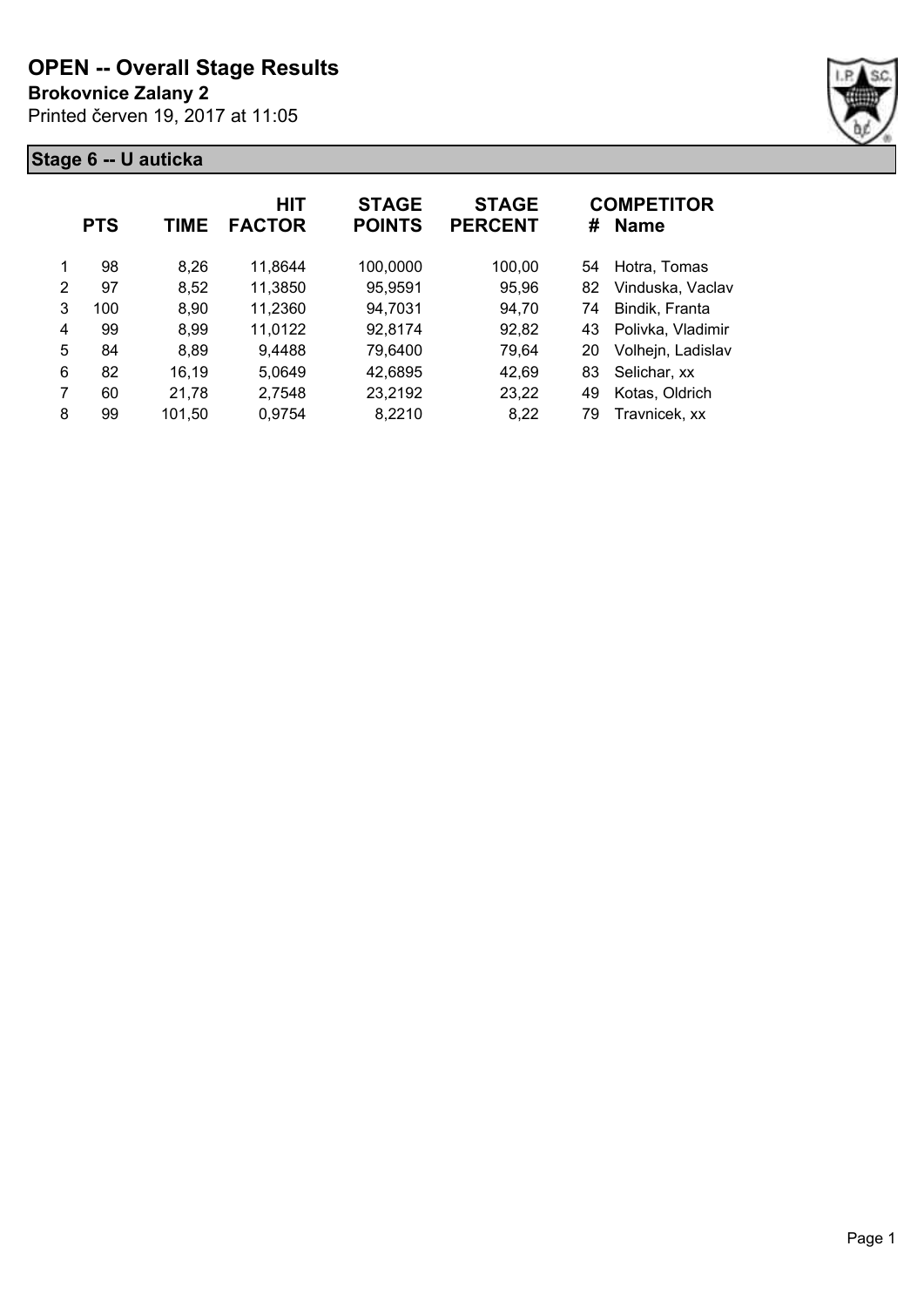# OPEN -- Overall Stage Results

**Brokovnice Zalany 2**

Printed červen 19, 2017 at 11:05

## Stage 6 -- U auticka

| | PTS | TIME | HIT FACTOR | STAGE POINTS | STAGE PERCENT | # | COMPETITOR Name |
|---|---|---|---|---|---|---|---|
| 1 | 98 | 8,26 | 11,8644 | 100,0000 | 100,00 | 54 | Hotra, Tomas |
| 2 | 97 | 8,52 | 11,3850 | 95,9591 | 95,96 | 82 | Vinduska, Vaclav |
| 3 | 100 | 8,90 | 11,2360 | 94,7031 | 94,70 | 74 | Bindik, Franta |
| 4 | 99 | 8,99 | 11,0122 | 92,8174 | 92,82 | 43 | Polivka, Vladimir |
| 5 | 84 | 8,89 | 9,4488 | 79,6400 | 79,64 | 20 | Volhejn, Ladislav |
| 6 | 82 | 16,19 | 5,0649 | 42,6895 | 42,69 | 83 | Selichar, xx |
| 7 | 60 | 21,78 | 2,7548 | 23,2192 | 23,22 | 49 | Kotas, Oldrich |
| 8 | 99 | 101,50 | 0,9754 | 8,2210 | 8,22 | 79 | Travnicek, xx |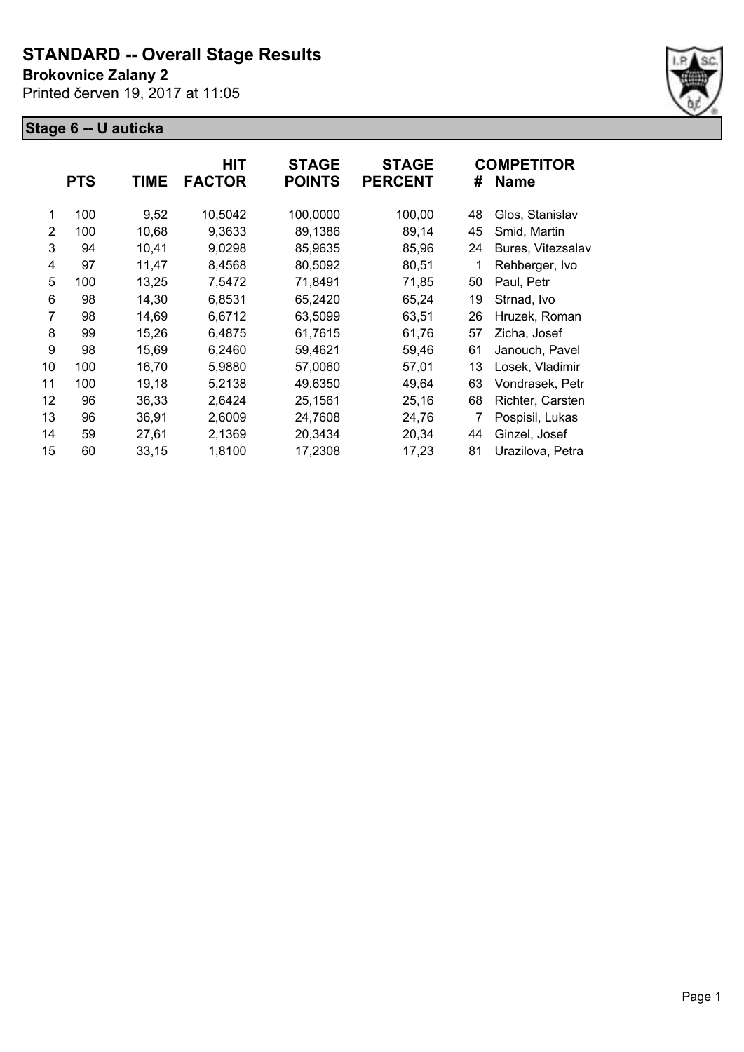# STANDARD -- Overall Stage Results

**Brokovnice Zalany 2**

Printed červen 19, 2017 at 11:05

## Stage 6 -- U auticka

| | PTS | TIME | HIT FACTOR | STAGE POINTS | STAGE PERCENT | # | COMPETITOR Name |
|---|---|---|---|---|---|---|---|
| 1 | 100 | 9,52 | 10,5042 | 100,0000 | 100,00 | 48 | Glos, Stanislav |
| 2 | 100 | 10,68 | 9,3633 | 89,1386 | 89,14 | 45 | Smid, Martin |
| 3 | 94 | 10,41 | 9,0298 | 85,9635 | 85,96 | 24 | Bures, Vitezsalav |
| 4 | 97 | 11,47 | 8,4568 | 80,5092 | 80,51 | 1 | Rehberger, Ivo |
| 5 | 100 | 13,25 | 7,5472 | 71,8491 | 71,85 | 50 | Paul, Petr |
| 6 | 98 | 14,30 | 6,8531 | 65,2420 | 65,24 | 19 | Strnad, Ivo |
| 7 | 98 | 14,69 | 6,6712 | 63,5099 | 63,51 | 26 | Hruzek, Roman |
| 8 | 99 | 15,26 | 6,4875 | 61,7615 | 61,76 | 57 | Zicha, Josef |
| 9 | 98 | 15,69 | 6,2460 | 59,4621 | 59,46 | 61 | Janouch, Pavel |
| 10 | 100 | 16,70 | 5,9880 | 57,0060 | 57,01 | 13 | Losek, Vladimir |
| 11 | 100 | 19,18 | 5,2138 | 49,6350 | 49,64 | 63 | Vondrasek, Petr |
| 12 | 96 | 36,33 | 2,6424 | 25,1561 | 25,16 | 68 | Richter, Carsten |
| 13 | 96 | 36,91 | 2,6009 | 24,7608 | 24,76 | 7 | Pospisil, Lukas |
| 14 | 59 | 27,61 | 2,1369 | 20,3434 | 20,34 | 44 | Ginzel, Josef |
| 15 | 60 | 33,15 | 1,8100 | 17,2308 | 17,23 | 81 | Urazilova, Petra |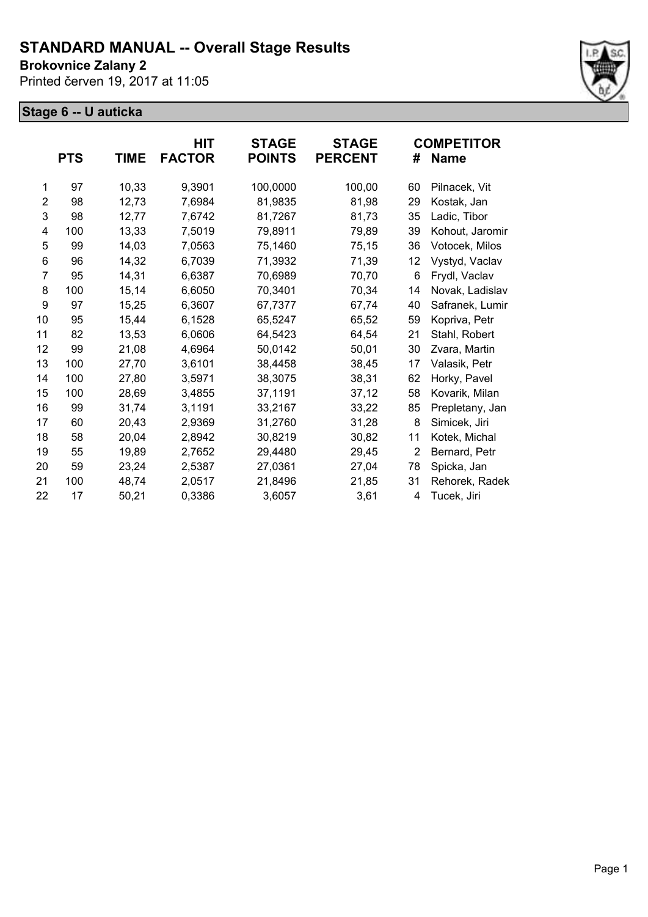# STANDARD MANUAL -- Overall Stage Results

**Brokovnice Zalany 2**

Printed červen 19, 2017 at 11:05

**Stage 6 -- U auticka**

| | PTS | TIME | HIT FACTOR | STAGE POINTS | STAGE PERCENT | # | COMPETITOR Name |
|---|---|---|---|---|---|---|---|
| 1 | 97 | 10,33 | 9,3901 | 100,0000 | 100,00 | 60 | Pilnacek, Vit |
| 2 | 98 | 12,73 | 7,6984 | 81,9835 | 81,98 | 29 | Kostak, Jan |
| 3 | 98 | 12,77 | 7,6742 | 81,7267 | 81,73 | 35 | Ladic, Tibor |
| 4 | 100 | 13,33 | 7,5019 | 79,8911 | 79,89 | 39 | Kohout, Jaromir |
| 5 | 99 | 14,03 | 7,0563 | 75,1460 | 75,15 | 36 | Votocek, Milos |
| 6 | 96 | 14,32 | 6,7039 | 71,3932 | 71,39 | 12 | Vystyd, Vaclav |
| 7 | 95 | 14,31 | 6,6387 | 70,6989 | 70,70 | 6 | Frydl, Vaclav |
| 8 | 100 | 15,14 | 6,6050 | 70,3401 | 70,34 | 14 | Novak, Ladislav |
| 9 | 97 | 15,25 | 6,3607 | 67,7377 | 67,74 | 40 | Safranek, Lumir |
| 10 | 95 | 15,44 | 6,1528 | 65,5247 | 65,52 | 59 | Kopriva, Petr |
| 11 | 82 | 13,53 | 6,0606 | 64,5423 | 64,54 | 21 | Stahl, Robert |
| 12 | 99 | 21,08 | 4,6964 | 50,0142 | 50,01 | 30 | Zvara, Martin |
| 13 | 100 | 27,70 | 3,6101 | 38,4458 | 38,45 | 17 | Valasik, Petr |
| 14 | 100 | 27,80 | 3,5971 | 38,3075 | 38,31 | 62 | Horky, Pavel |
| 15 | 100 | 28,69 | 3,4855 | 37,1191 | 37,12 | 58 | Kovarik, Milan |
| 16 | 99 | 31,74 | 3,1191 | 33,2167 | 33,22 | 85 | Prepletany, Jan |
| 17 | 60 | 20,43 | 2,9369 | 31,2760 | 31,28 | 8 | Simicek, Jiri |
| 18 | 58 | 20,04 | 2,8942 | 30,8219 | 30,82 | 11 | Kotek, Michal |
| 19 | 55 | 19,89 | 2,7652 | 29,4480 | 29,45 | 2 | Bernard, Petr |
| 20 | 59 | 23,24 | 2,5387 | 27,0361 | 27,04 | 78 | Spicka, Jan |
| 21 | 100 | 48,74 | 2,0517 | 21,8496 | 21,85 | 31 | Rehorek, Radek |
| 22 | 17 | 50,21 | 0,3386 | 3,6057 | 3,61 | 4 | Tucek, Jiri |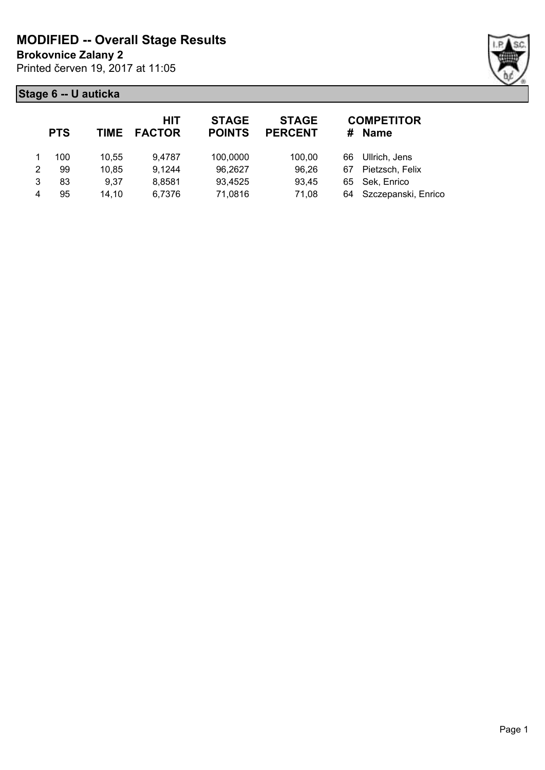# MODIFIED -- Overall Stage Results

**Brokovnice Zalany 2**

Printed červen 19, 2017 at 11:05

## Stage 6 -- U auticka

| | PTS | TIME | HIT FACTOR | STAGE POINTS | STAGE PERCENT | # | COMPETITOR Name |
|---|---|---|---|---|---|---|---|
| 1 | 100 | 10,55 | 9,4787 | 100,0000 | 100,00 | 66 | Ullrich, Jens |
| 2 | 99 | 10,85 | 9,1244 | 96,2627 | 96,26 | 67 | Pietzsch, Felix |
| 3 | 83 | 9,37 | 8,8581 | 93,4525 | 93,45 | 65 | Sek, Enrico |
| 4 | 95 | 14,10 | 6,7376 | 71,0816 | 71,08 | 64 | Szczepanski, Enrico |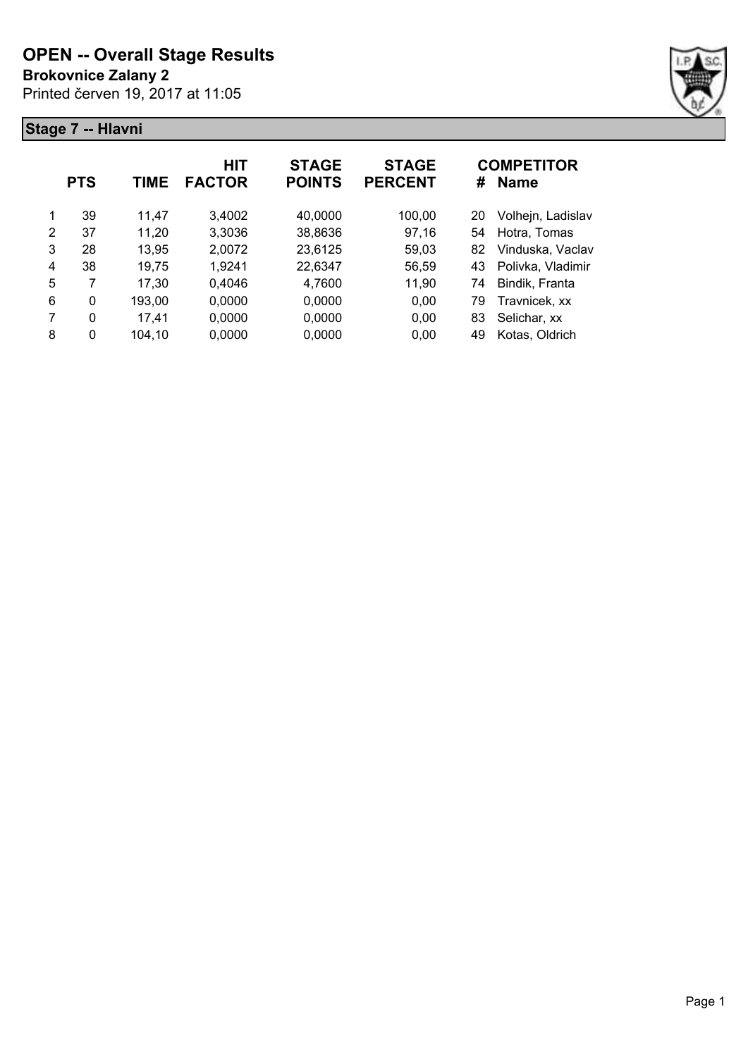# OPEN -- Overall Stage Results

**Brokovnice Zalany 2**

Printed červen 19, 2017 at 11:05

## Stage 7 -- Hlavni

| | PTS | TIME | HIT FACTOR | STAGE POINTS | STAGE PERCENT | # | COMPETITOR Name |
|---|---|---|---|---|---|---|---|
| 1 | 39 | 11,47 | 3,4002 | 40,0000 | 100,00 | 20 | Volhejn, Ladislav |
| 2 | 37 | 11,20 | 3,3036 | 38,8636 | 97,16 | 54 | Hotra, Tomas |
| 3 | 28 | 13,95 | 2,0072 | 23,6125 | 59,03 | 82 | Vinduska, Vaclav |
| 4 | 38 | 19,75 | 1,9241 | 22,6347 | 56,59 | 43 | Polivka, Vladimir |
| 5 | 7 | 17,30 | 0,4046 | 4,7600 | 11,90 | 74 | Bindik, Franta |
| 6 | 0 | 193,00 | 0,0000 | 0,0000 | 0,00 | 79 | Travnicek, xx |
| 7 | 0 | 17,41 | 0,0000 | 0,0000 | 0,00 | 83 | Selichar, xx |
| 8 | 0 | 104,10 | 0,0000 | 0,0000 | 0,00 | 49 | Kotas, Oldrich |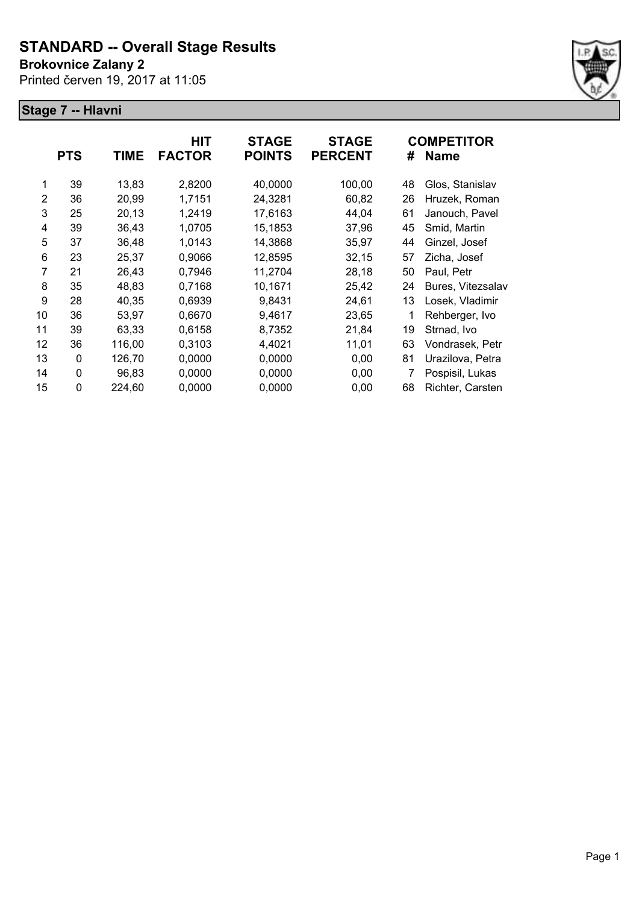# STANDARD -- Overall Stage Results

**Brokovnice Zalany 2**

Printed červen 19, 2017 at 11:05

## Stage 7 -- Hlavni

| | PTS | TIME | HIT FACTOR | STAGE POINTS | STAGE PERCENT | # | COMPETITOR Name |
|---|---|---|---|---|---|---|---|
| 1 | 39 | 13,83 | 2,8200 | 40,0000 | 100,00 | 48 | Glos, Stanislav |
| 2 | 36 | 20,99 | 1,7151 | 24,3281 | 60,82 | 26 | Hruzek, Roman |
| 3 | 25 | 20,13 | 1,2419 | 17,6163 | 44,04 | 61 | Janouch, Pavel |
| 4 | 39 | 36,43 | 1,0705 | 15,1853 | 37,96 | 45 | Smid, Martin |
| 5 | 37 | 36,48 | 1,0143 | 14,3868 | 35,97 | 44 | Ginzel, Josef |
| 6 | 23 | 25,37 | 0,9066 | 12,8595 | 32,15 | 57 | Zicha, Josef |
| 7 | 21 | 26,43 | 0,7946 | 11,2704 | 28,18 | 50 | Paul, Petr |
| 8 | 35 | 48,83 | 0,7168 | 10,1671 | 25,42 | 24 | Bures, Vitezsalav |
| 9 | 28 | 40,35 | 0,6939 | 9,8431 | 24,61 | 13 | Losek, Vladimir |
| 10 | 36 | 53,97 | 0,6670 | 9,4617 | 23,65 | 1 | Rehberger, Ivo |
| 11 | 39 | 63,33 | 0,6158 | 8,7352 | 21,84 | 19 | Strnad, Ivo |
| 12 | 36 | 116,00 | 0,3103 | 4,4021 | 11,01 | 63 | Vondrasek, Petr |
| 13 | 0 | 126,70 | 0,0000 | 0,0000 | 0,00 | 81 | Urazilova, Petra |
| 14 | 0 | 96,83 | 0,0000 | 0,0000 | 0,00 | 7 | Pospisil, Lukas |
| 15 | 0 | 224,60 | 0,0000 | 0,0000 | 0,00 | 68 | Richter, Carsten |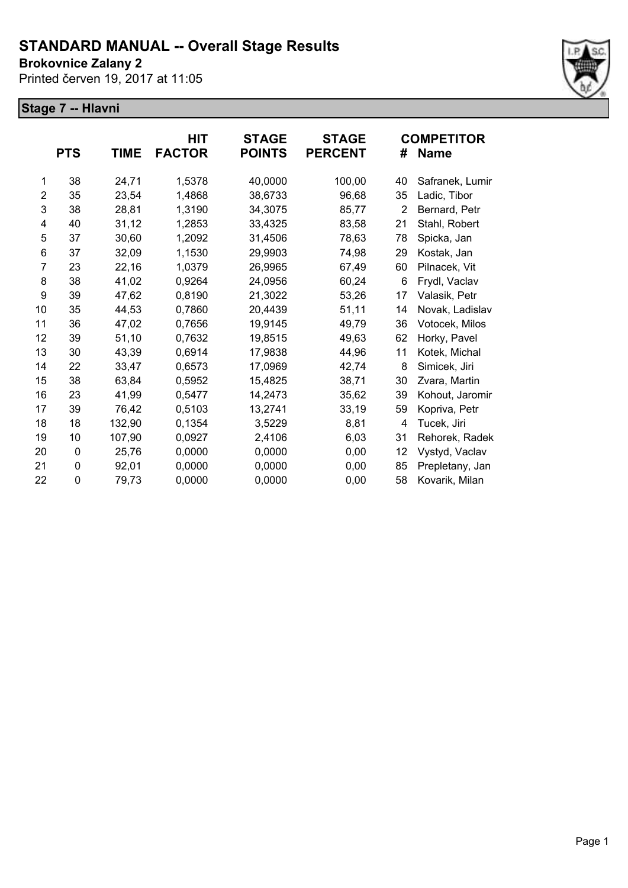# STANDARD MANUAL -- Overall Stage Results

**Brokovnice Zalany 2**

Printed červen 19, 2017 at 11:05

**Stage 7 -- Hlavni**

| | PTS | TIME | HIT FACTOR | STAGE POINTS | STAGE PERCENT | # | COMPETITOR Name |
|---|---|---|---|---|---|---|---|
| 1 | 38 | 24,71 | 1,5378 | 40,0000 | 100,00 | 40 | Safranek, Lumir |
| 2 | 35 | 23,54 | 1,4868 | 38,6733 | 96,68 | 35 | Ladic, Tibor |
| 3 | 38 | 28,81 | 1,3190 | 34,3075 | 85,77 | 2 | Bernard, Petr |
| 4 | 40 | 31,12 | 1,2853 | 33,4325 | 83,58 | 21 | Stahl, Robert |
| 5 | 37 | 30,60 | 1,2092 | 31,4506 | 78,63 | 78 | Spicka, Jan |
| 6 | 37 | 32,09 | 1,1530 | 29,9903 | 74,98 | 29 | Kostak, Jan |
| 7 | 23 | 22,16 | 1,0379 | 26,9965 | 67,49 | 60 | Pilnacek, Vit |
| 8 | 38 | 41,02 | 0,9264 | 24,0956 | 60,24 | 6 | Frydl, Vaclav |
| 9 | 39 | 47,62 | 0,8190 | 21,3022 | 53,26 | 17 | Valasik, Petr |
| 10 | 35 | 44,53 | 0,7860 | 20,4439 | 51,11 | 14 | Novak, Ladislav |
| 11 | 36 | 47,02 | 0,7656 | 19,9145 | 49,79 | 36 | Votocek, Milos |
| 12 | 39 | 51,10 | 0,7632 | 19,8515 | 49,63 | 62 | Horky, Pavel |
| 13 | 30 | 43,39 | 0,6914 | 17,9838 | 44,96 | 11 | Kotek, Michal |
| 14 | 22 | 33,47 | 0,6573 | 17,0969 | 42,74 | 8 | Simicek, Jiri |
| 15 | 38 | 63,84 | 0,5952 | 15,4825 | 38,71 | 30 | Zvara, Martin |
| 16 | 23 | 41,99 | 0,5477 | 14,2473 | 35,62 | 39 | Kohout, Jaromir |
| 17 | 39 | 76,42 | 0,5103 | 13,2741 | 33,19 | 59 | Kopriva, Petr |
| 18 | 18 | 132,90 | 0,1354 | 3,5229 | 8,81 | 4 | Tucek, Jiri |
| 19 | 10 | 107,90 | 0,0927 | 2,4106 | 6,03 | 31 | Rehorek, Radek |
| 20 | 0 | 25,76 | 0,0000 | 0,0000 | 0,00 | 12 | Vystyd, Vaclav |
| 21 | 0 | 92,01 | 0,0000 | 0,0000 | 0,00 | 85 | Prepletany, Jan |
| 22 | 0 | 79,73 | 0,0000 | 0,0000 | 0,00 | 58 | Kovarik, Milan |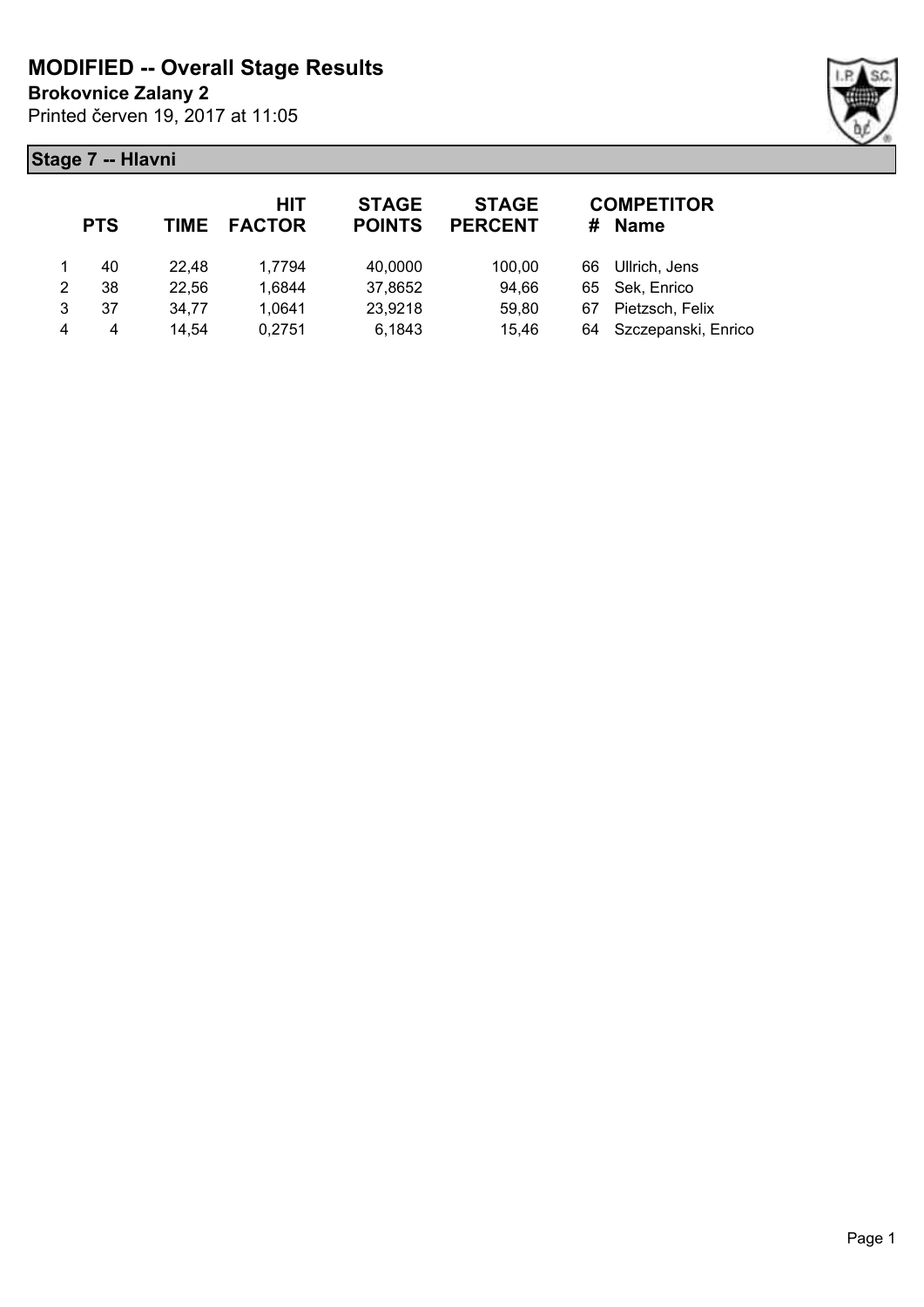# MODIFIED -- Overall Stage Results

**Brokovnice Zalany 2**

Printed červen 19, 2017 at 11:05

## Stage 7 -- Hlavni

| | PTS | TIME | HIT FACTOR | STAGE POINTS | STAGE PERCENT | # | COMPETITOR Name |
|---|---|---|---|---|---|---|---|
| 1 | 40 | 22,48 | 1,7794 | 40,0000 | 100,00 | 66 | Ullrich, Jens |
| 2 | 38 | 22,56 | 1,6844 | 37,8652 | 94,66 | 65 | Sek, Enrico |
| 3 | 37 | 34,77 | 1,0641 | 23,9218 | 59,80 | 67 | Pietzsch, Felix |
| 4 | 4 | 14,54 | 0,2751 | 6,1843 | 15,46 | 64 | Szczepanski, Enrico |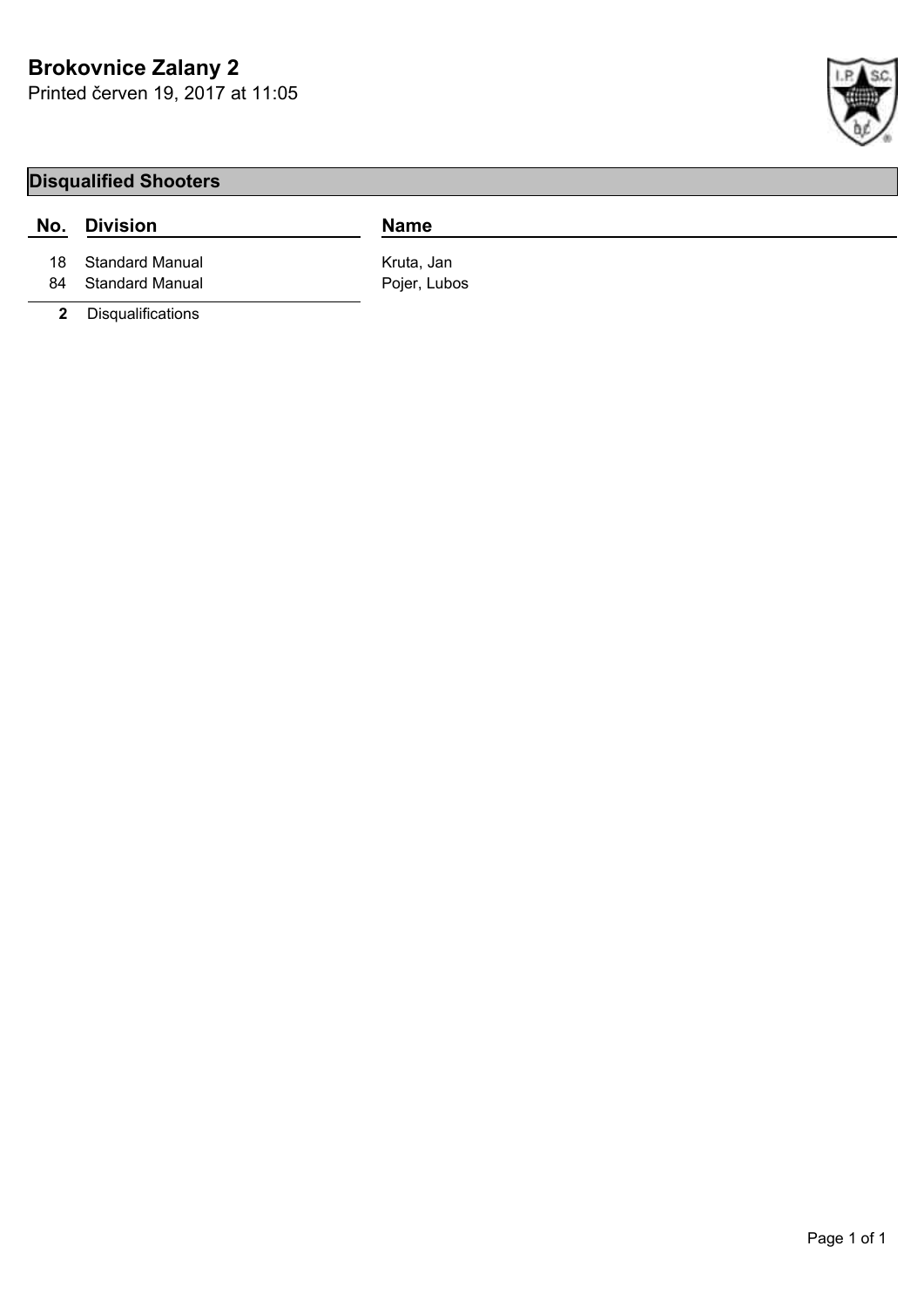# Brokovnice Zalany 2

Printed červen 19, 2017 at 11:05

## Disqualified Shooters

| No. | Division | Name |
| --- | --- | --- |
| 18 | Standard Manual | Kruta, Jan |
| 84 | Standard Manual | Pojer, Lubos |

**2** Disqualifications